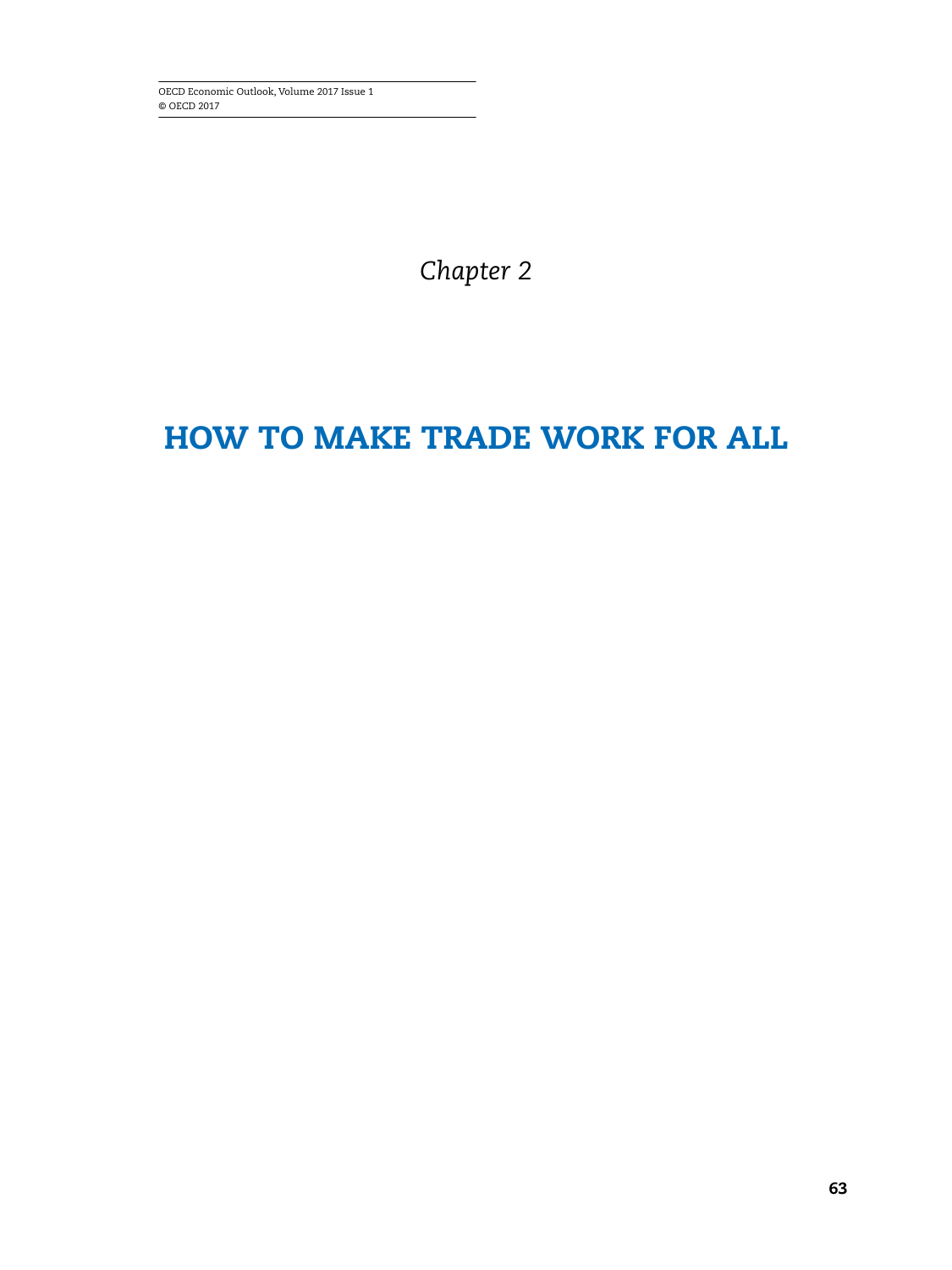*Chapter 2*

# HOW TO MAKE TRADE WORK FOR ALL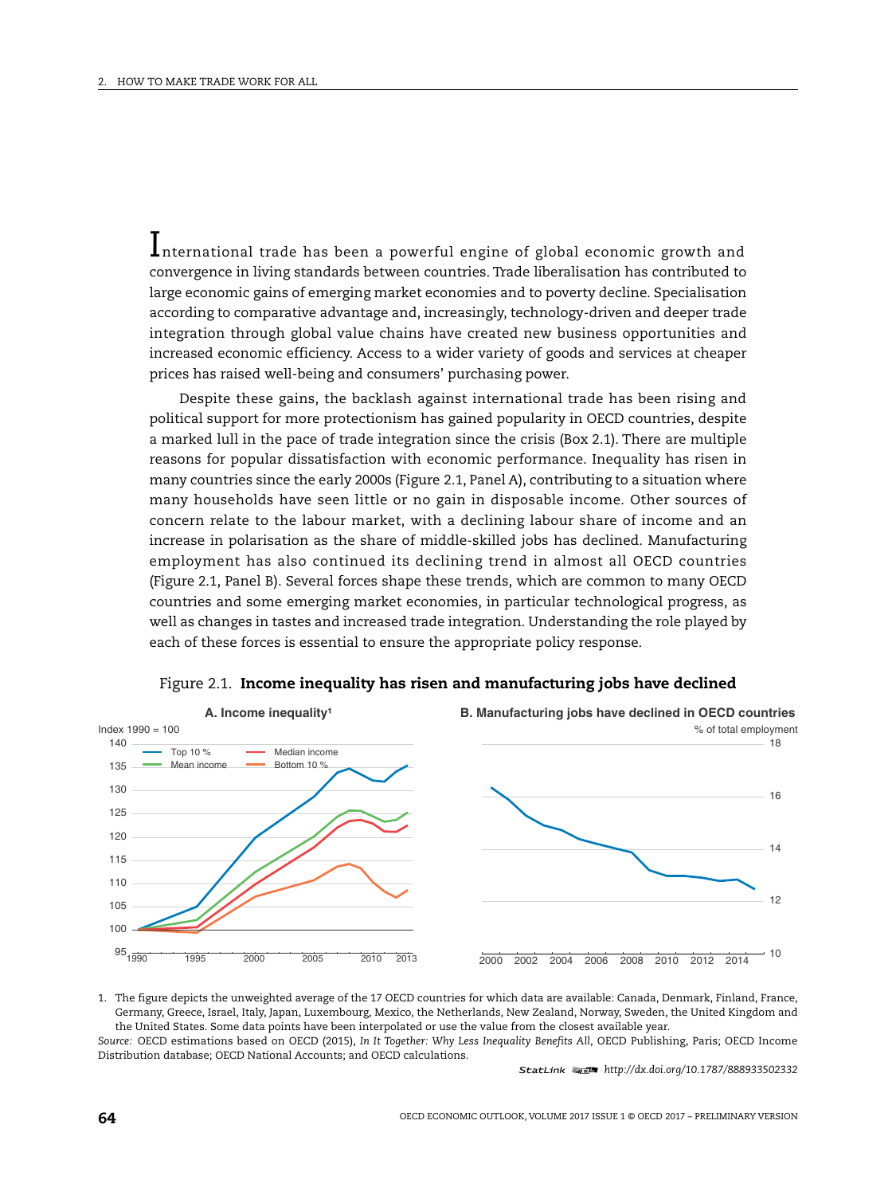International trade has been a powerful engine of global economic growth and convergence in living standards between countries. Trade liberalisation has contributed to large economic gains of emerging market economies and to poverty decline. Specialisation according to comparative advantage and, increasingly, technology-driven and deeper trade integration through global value chains have created new business opportunities and increased economic efficiency. Access to a wider variety of goods and services at cheaper prices has raised well-being and consumers' purchasing power.

Despite these gains, the backlash against international trade has been rising and political support for more protectionism has gained popularity in OECD countries, despite a marked lull in the pace of trade integration since the crisis (Box 2.1). There are multiple reasons for popular dissatisfaction with economic performance. Inequality has risen in many countries since the early 2000s (Figure 2.1, Panel A), contributing to a situation where many households have seen little or no gain in disposable income. Other sources of concern relate to the labour market, with a declining labour share of income and an increase in polarisation as the share of middle-skilled jobs has declined. Manufacturing employment has also continued its declining trend in almost all OECD countries (Figure 2.1, Panel B). Several forces shape these trends, which are common to many OECD countries and some emerging market economies, in particular technological progress, as well as changes in tastes and increased trade integration. Understanding the role played by each of these forces is essential to ensure the appropriate policy response.

Figure 2.1. **Income inequality has risen and manufacturing jobs have declined**

1. The figure depicts the unweighted average of the 17 OECD countries for which data are available: Canada, Denmark, Finland, France, Germany, Greece, Israel, Italy, Japan, Luxembourg, Mexico, the Netherlands, New Zealand, Norway, Sweden, the United Kingdom and the United States. Some data points have been interpolated or use the value from the closest available year.

*Source:* OECD estimations based on OECD (2015), *In It Together: Why Less Inequality Benefits All*, OECD Publishing, Paris; OECD Income Distribution database; OECD National Accounts; and OECD calculations.

StatLink http://dx.doi.org/10.1787/888933502332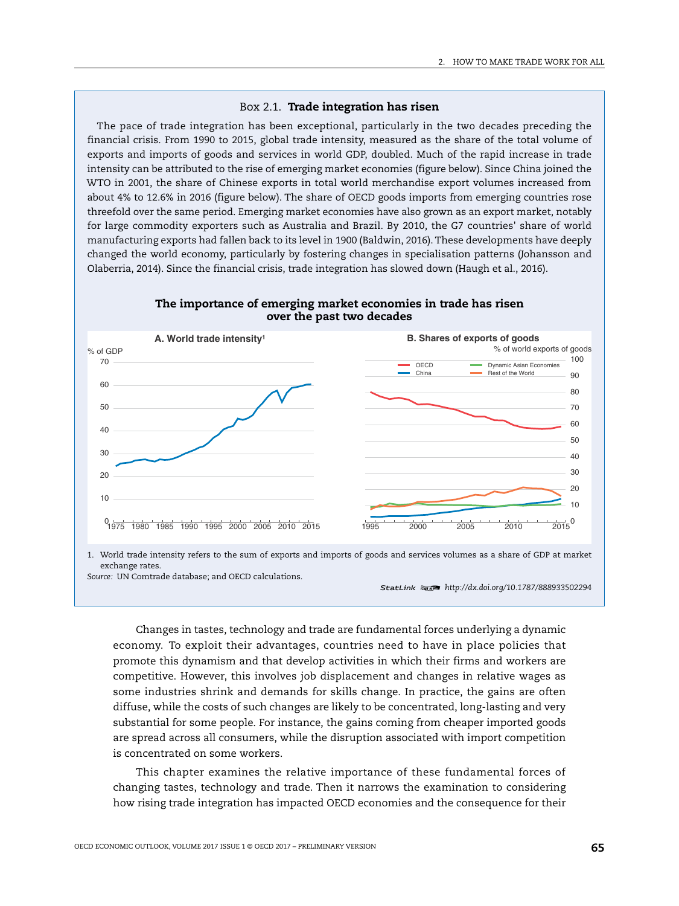### Box 2.1. **Trade integration has risen**

The pace of trade integration has been exceptional, particularly in the two decades preceding the financial crisis. From 1990 to 2015, global trade intensity, measured as the share of the total volume of exports and imports of goods and services in world GDP, doubled. Much of the rapid increase in trade intensity can be attributed to the rise of emerging market economies (figure below). Since China joined the WTO in 2001, the share of Chinese exports in total world merchandise export volumes increased from about 4% to 12.6% in 2016 (figure below). The share of OECD goods imports from emerging countries rose threefold over the same period. Emerging market economies have also grown as an export market, notably for large commodity exporters such as Australia and Brazil. By 2010, the G7 countries' share of world manufacturing exports had fallen back to its level in 1900 (Baldwin, 2016). These developments have deeply changed the world economy, particularly by fostering changes in specialisation patterns (Johansson and Olaberria, 2014). Since the financial crisis, trade integration has slowed down (Haugh et al., 2016).

**The importance of emerging market economies in trade has risen over the past two decades**

1. World trade intensity refers to the sum of exports and imports of goods and services volumes as a share of GDP at market exchange rates.

*Source:* UN Comtrade database; and OECD calculations.

StatLink http://dx.doi.org/10.1787/888933502294

Changes in tastes, technology and trade are fundamental forces underlying a dynamic economy. To exploit their advantages, countries need to have in place policies that promote this dynamism and that develop activities in which their firms and workers are competitive. However, this involves job displacement and changes in relative wages as some industries shrink and demands for skills change. In practice, the gains are often diffuse, while the costs of such changes are likely to be concentrated, long-lasting and very substantial for some people. For instance, the gains coming from cheaper imported goods are spread across all consumers, while the disruption associated with import competition is concentrated on some workers.

This chapter examines the relative importance of these fundamental forces of changing tastes, technology and trade. Then it narrows the examination to considering how rising trade integration has impacted OECD economies and the consequence for their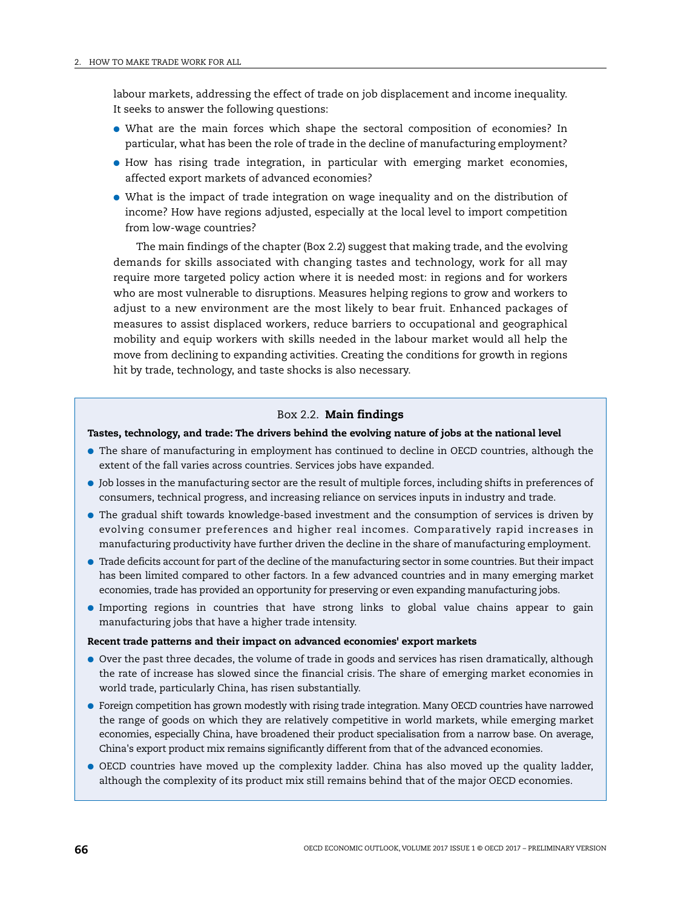labour markets, addressing the effect of trade on job displacement and income inequality. It seeks to answer the following questions:

- What are the main forces which shape the sectoral composition of economies? In particular, what has been the role of trade in the decline of manufacturing employment?
- How has rising trade integration, in particular with emerging market economies, affected export markets of advanced economies?
- What is the impact of trade integration on wage inequality and on the distribution of income? How have regions adjusted, especially at the local level to import competition from low-wage countries?

The main findings of the chapter (Box 2.2) suggest that making trade, and the evolving demands for skills associated with changing tastes and technology, work for all may require more targeted policy action where it is needed most: in regions and for workers who are most vulnerable to disruptions. Measures helping regions to grow and workers to adjust to a new environment are the most likely to bear fruit. Enhanced packages of measures to assist displaced workers, reduce barriers to occupational and geographical mobility and equip workers with skills needed in the labour market would all help the move from declining to expanding activities. Creating the conditions for growth in regions hit by trade, technology, and taste shocks is also necessary.

### Box 2.2. **Main findings**

**Tastes, technology, and trade: The drivers behind the evolving nature of jobs at the national level**

- The share of manufacturing in employment has continued to decline in OECD countries, although the extent of the fall varies across countries. Services jobs have expanded.
- Job losses in the manufacturing sector are the result of multiple forces, including shifts in preferences of consumers, technical progress, and increasing reliance on services inputs in industry and trade.
- The gradual shift towards knowledge-based investment and the consumption of services is driven by evolving consumer preferences and higher real incomes. Comparatively rapid increases in manufacturing productivity have further driven the decline in the share of manufacturing employment.
- Trade deficits account for part of the decline of the manufacturing sector in some countries. But their impact has been limited compared to other factors. In a few advanced countries and in many emerging market economies, trade has provided an opportunity for preserving or even expanding manufacturing jobs.
- Importing regions in countries that have strong links to global value chains appear to gain manufacturing jobs that have a higher trade intensity.

**Recent trade patterns and their impact on advanced economies' export markets**

- Over the past three decades, the volume of trade in goods and services has risen dramatically, although the rate of increase has slowed since the financial crisis. The share of emerging market economies in world trade, particularly China, has risen substantially.
- Foreign competition has grown modestly with rising trade integration. Many OECD countries have narrowed the range of goods on which they are relatively competitive in world markets, while emerging market economies, especially China, have broadened their product specialisation from a narrow base. On average, China's export product mix remains significantly different from that of the advanced economies.
- OECD countries have moved up the complexity ladder. China has also moved up the quality ladder, although the complexity of its product mix still remains behind that of the major OECD economies.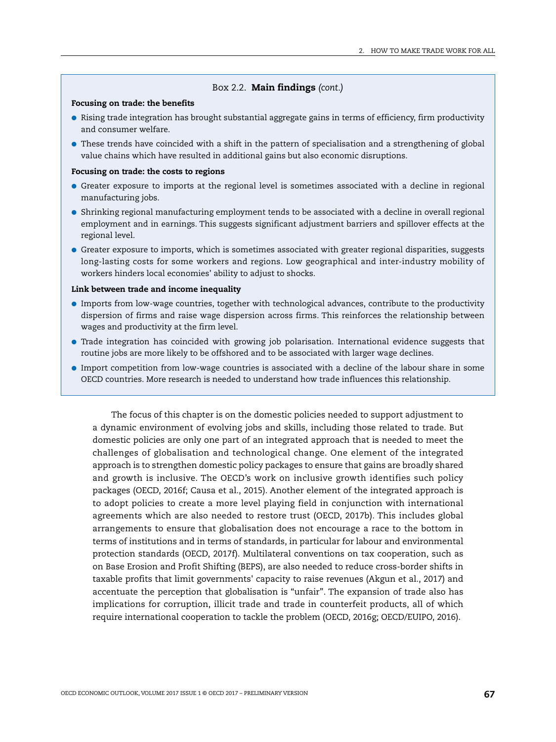Box 2.2. **Main findings** *(cont.)*

**Focusing on trade: the benefits**

- Rising trade integration has brought substantial aggregate gains in terms of efficiency, firm productivity and consumer welfare.
- These trends have coincided with a shift in the pattern of specialisation and a strengthening of global value chains which have resulted in additional gains but also economic disruptions.

**Focusing on trade: the costs to regions**

- Greater exposure to imports at the regional level is sometimes associated with a decline in regional manufacturing jobs.
- Shrinking regional manufacturing employment tends to be associated with a decline in overall regional employment and in earnings. This suggests significant adjustment barriers and spillover effects at the regional level.
- Greater exposure to imports, which is sometimes associated with greater regional disparities, suggests long-lasting costs for some workers and regions. Low geographical and inter-industry mobility of workers hinders local economies' ability to adjust to shocks.

**Link between trade and income inequality**

- Imports from low-wage countries, together with technological advances, contribute to the productivity dispersion of firms and raise wage dispersion across firms. This reinforces the relationship between wages and productivity at the firm level.
- Trade integration has coincided with growing job polarisation. International evidence suggests that routine jobs are more likely to be offshored and to be associated with larger wage declines.
- Import competition from low-wage countries is associated with a decline of the labour share in some OECD countries. More research is needed to understand how trade influences this relationship.

The focus of this chapter is on the domestic policies needed to support adjustment to a dynamic environment of evolving jobs and skills, including those related to trade. But domestic policies are only one part of an integrated approach that is needed to meet the challenges of globalisation and technological change. One element of the integrated approach is to strengthen domestic policy packages to ensure that gains are broadly shared and growth is inclusive. The OECD's work on inclusive growth identifies such policy packages (OECD, 2016f; Causa et al., 2015). Another element of the integrated approach is to adopt policies to create a more level playing field in conjunction with international agreements which are also needed to restore trust (OECD, 2017b). This includes global arrangements to ensure that globalisation does not encourage a race to the bottom in terms of institutions and in terms of standards, in particular for labour and environmental protection standards (OECD, 2017f). Multilateral conventions on tax cooperation, such as on Base Erosion and Profit Shifting (BEPS), are also needed to reduce cross-border shifts in taxable profits that limit governments' capacity to raise revenues (Akgun et al., 2017) and accentuate the perception that globalisation is "unfair". The expansion of trade also has implications for corruption, illicit trade and trade in counterfeit products, all of which require international cooperation to tackle the problem (OECD, 2016g; OECD/EUIPO, 2016).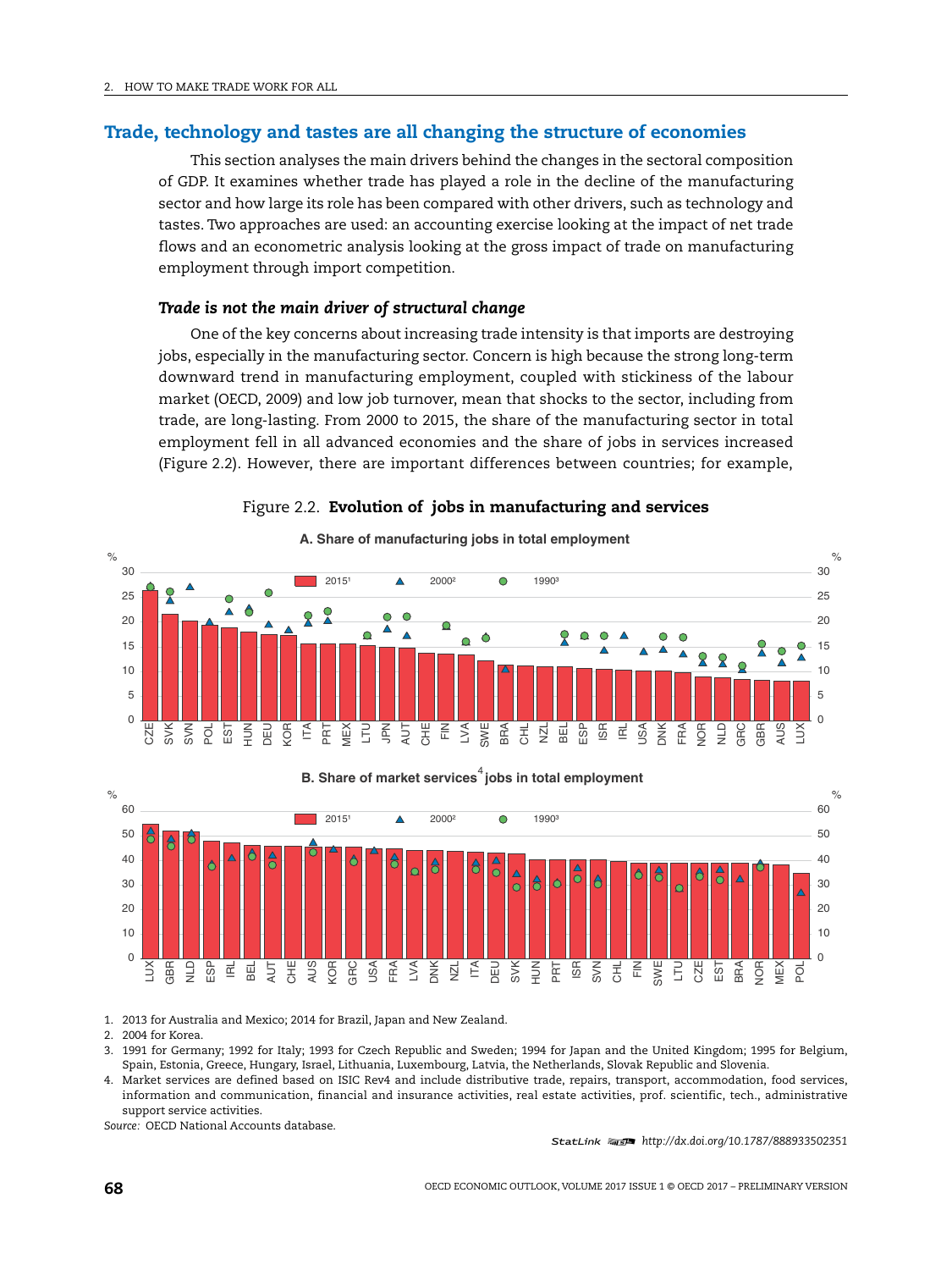## Trade, technology and tastes are all changing the structure of economies

This section analyses the main drivers behind the changes in the sectoral composition of GDP. It examines whether trade has played a role in the decline of the manufacturing sector and how large its role has been compared with other drivers, such as technology and tastes. Two approaches are used: an accounting exercise looking at the impact of net trade flows and an econometric analysis looking at the gross impact of trade on manufacturing employment through import competition.

### *Trade is not the main driver of structural change*

One of the key concerns about increasing trade intensity is that imports are destroying jobs, especially in the manufacturing sector. Concern is high because the strong long-term downward trend in manufacturing employment, coupled with stickiness of the labour market (OECD, 2009) and low job turnover, mean that shocks to the sector, including from trade, are long-lasting. From 2000 to 2015, the share of the manufacturing sector in total employment fell in all advanced economies and the share of jobs in services increased (Figure 2.2). However, there are important differences between countries; for example,

Figure 2.2. **Evolution of jobs in manufacturing and services**

A. Share of manufacturing jobs in total employment

B. Share of market services[4] jobs in total employment

1. 2013 for Australia and Mexico; 2014 for Brazil, Japan and New Zealand.
2. 2004 for Korea.
3. 1991 for Germany; 1992 for Italy; 1993 for Czech Republic and Sweden; 1994 for Japan and the United Kingdom; 1995 for Belgium, Spain, Estonia, Greece, Hungary, Israel, Lithuania, Luxembourg, Latvia, the Netherlands, Slovak Republic and Slovenia.
4. Market services are defined based on ISIC Rev4 and include distributive trade, repairs, transport, accommodation, food services, information and communication, financial and insurance activities, real estate activities, prof. scientific, tech., administrative support service activities.

*Source:* OECD National Accounts database.

StatLink http://dx.doi.org/10.1787/888933502351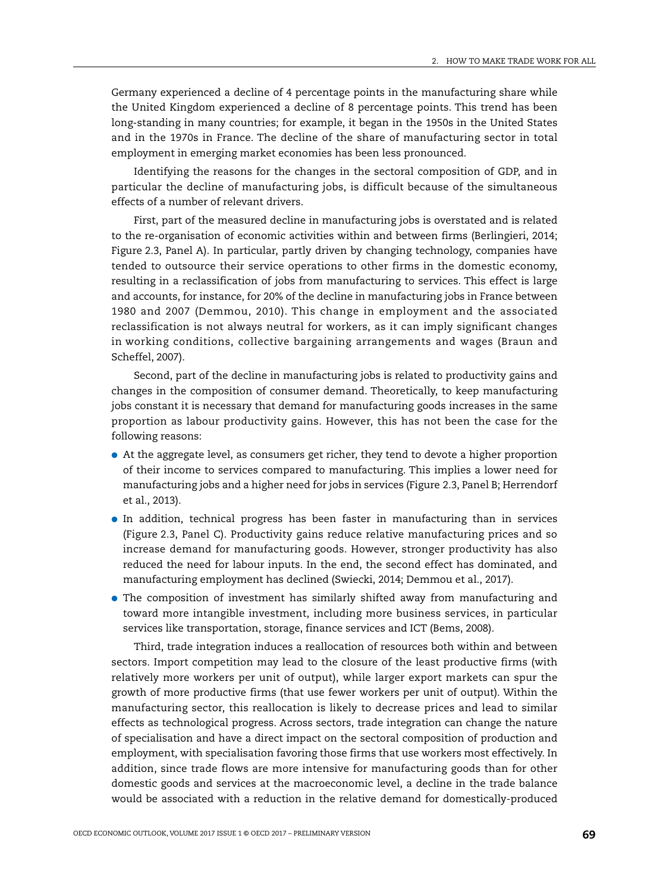Germany experienced a decline of 4 percentage points in the manufacturing share while the United Kingdom experienced a decline of 8 percentage points. This trend has been long-standing in many countries; for example, it began in the 1950s in the United States and in the 1970s in France. The decline of the share of manufacturing sector in total employment in emerging market economies has been less pronounced.

Identifying the reasons for the changes in the sectoral composition of GDP, and in particular the decline of manufacturing jobs, is difficult because of the simultaneous effects of a number of relevant drivers.

First, part of the measured decline in manufacturing jobs is overstated and is related to the re-organisation of economic activities within and between firms (Berlingieri, 2014; Figure 2.3, Panel A). In particular, partly driven by changing technology, companies have tended to outsource their service operations to other firms in the domestic economy, resulting in a reclassification of jobs from manufacturing to services. This effect is large and accounts, for instance, for 20% of the decline in manufacturing jobs in France between 1980 and 2007 (Demmou, 2010). This change in employment and the associated reclassification is not always neutral for workers, as it can imply significant changes in working conditions, collective bargaining arrangements and wages (Braun and Scheffel, 2007).

Second, part of the decline in manufacturing jobs is related to productivity gains and changes in the composition of consumer demand. Theoretically, to keep manufacturing jobs constant it is necessary that demand for manufacturing goods increases in the same proportion as labour productivity gains. However, this has not been the case for the following reasons:

- At the aggregate level, as consumers get richer, they tend to devote a higher proportion of their income to services compared to manufacturing. This implies a lower need for manufacturing jobs and a higher need for jobs in services (Figure 2.3, Panel B; Herrendorf et al., 2013).
- In addition, technical progress has been faster in manufacturing than in services (Figure 2.3, Panel C). Productivity gains reduce relative manufacturing prices and so increase demand for manufacturing goods. However, stronger productivity has also reduced the need for labour inputs. In the end, the second effect has dominated, and manufacturing employment has declined (Swiecki, 2014; Demmou et al., 2017).
- The composition of investment has similarly shifted away from manufacturing and toward more intangible investment, including more business services, in particular services like transportation, storage, finance services and ICT (Bems, 2008).

Third, trade integration induces a reallocation of resources both within and between sectors. Import competition may lead to the closure of the least productive firms (with relatively more workers per unit of output), while larger export markets can spur the growth of more productive firms (that use fewer workers per unit of output). Within the manufacturing sector, this reallocation is likely to decrease prices and lead to similar effects as technological progress. Across sectors, trade integration can change the nature of specialisation and have a direct impact on the sectoral composition of production and employment, with specialisation favoring those firms that use workers most effectively. In addition, since trade flows are more intensive for manufacturing goods than for other domestic goods and services at the macroeconomic level, a decline in the trade balance would be associated with a reduction in the relative demand for domestically-produced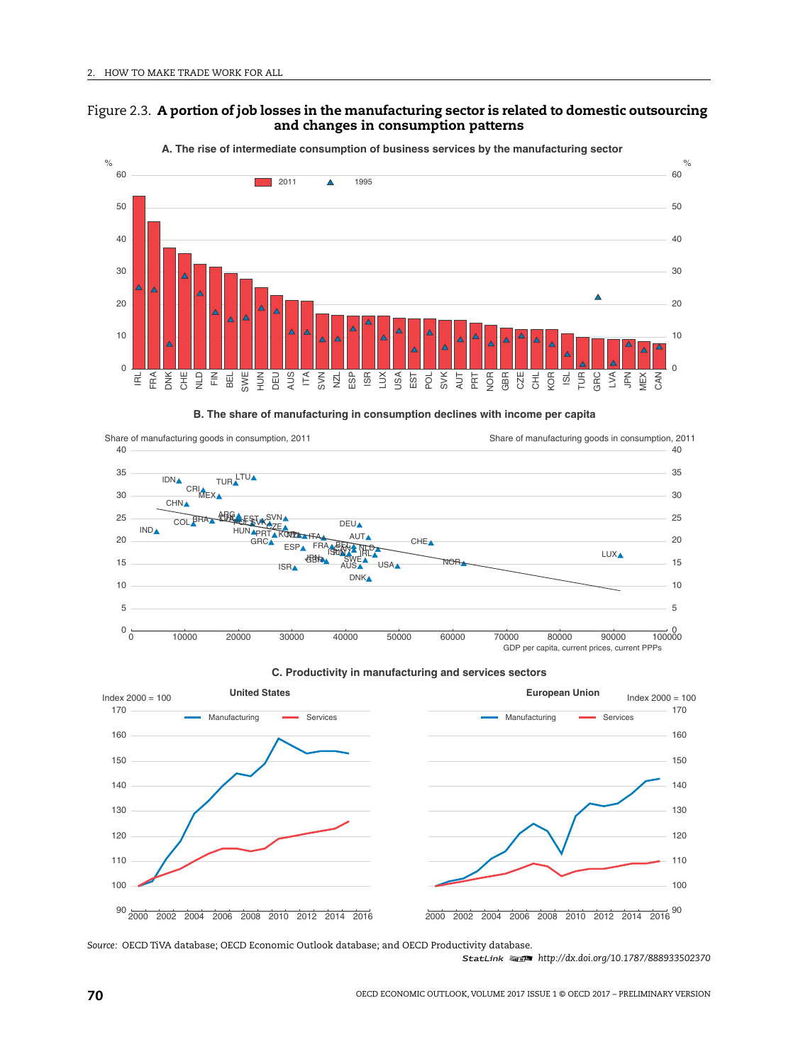Figure 2.3. **A portion of job losses in the manufacturing sector is related to domestic outsourcing and changes in consumption patterns**

**A. The rise of intermediate consumption of business services by the manufacturing sector**

**B. The share of manufacturing in consumption declines with income per capita**

**C. Productivity in manufacturing and services sectors**

*Source:* OECD TiVA database; OECD Economic Outlook database; and OECD Productivity database.

StatLink http://dx.doi.org/10.1787/888933502370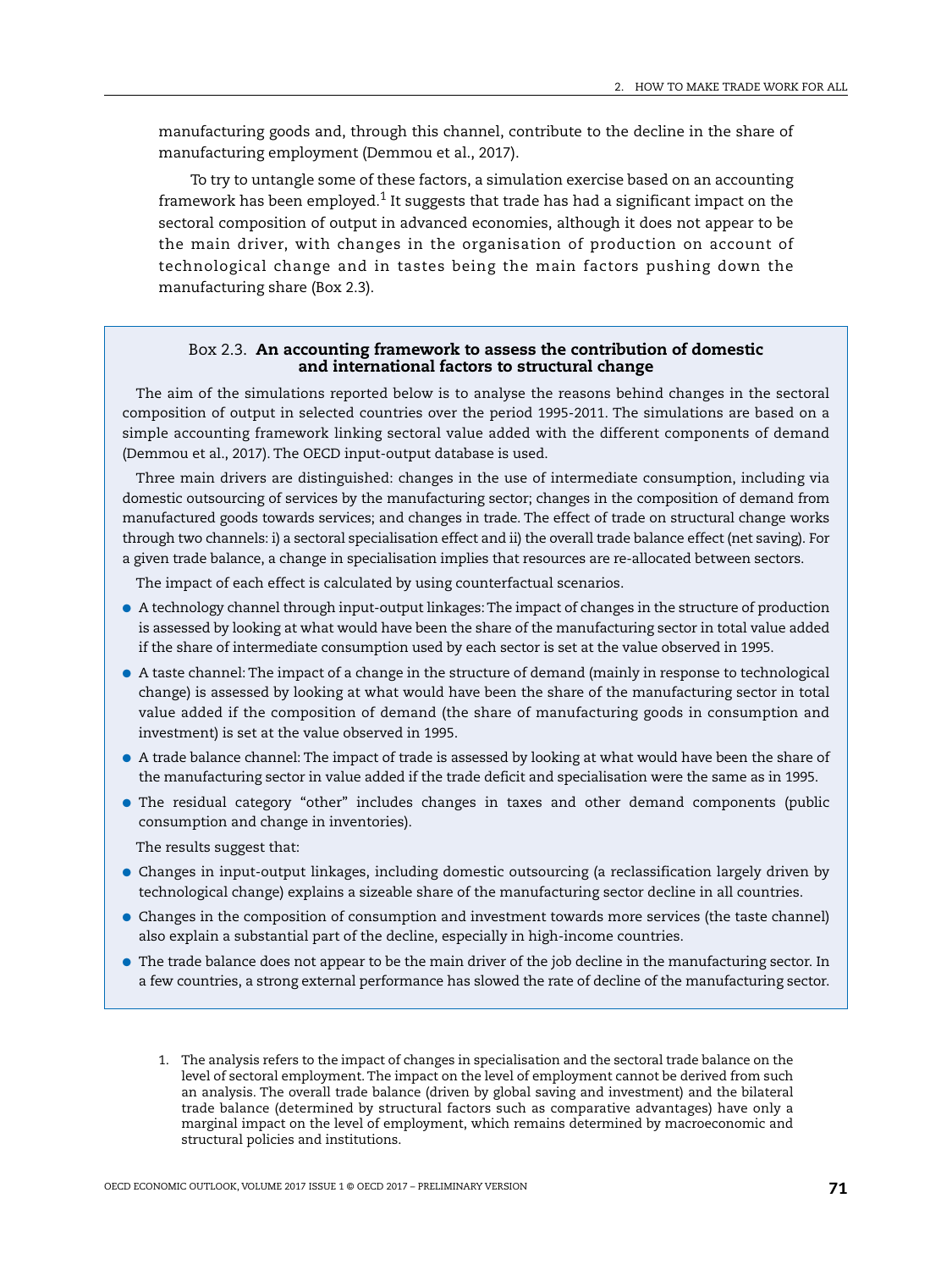manufacturing goods and, through this channel, contribute to the decline in the share of manufacturing employment (Demmou et al., 2017).

To try to untangle some of these factors, a simulation exercise based on an accounting framework has been employed.[1] It suggests that trade has had a significant impact on the sectoral composition of output in advanced economies, although it does not appear to be the main driver, with changes in the organisation of production on account of technological change and in tastes being the main factors pushing down the manufacturing share (Box 2.3).

### Box 2.3. An accounting framework to assess the contribution of domestic and international factors to structural change

The aim of the simulations reported below is to analyse the reasons behind changes in the sectoral composition of output in selected countries over the period 1995-2011. The simulations are based on a simple accounting framework linking sectoral value added with the different components of demand (Demmou et al., 2017). The OECD input-output database is used.

Three main drivers are distinguished: changes in the use of intermediate consumption, including via domestic outsourcing of services by the manufacturing sector; changes in the composition of demand from manufactured goods towards services; and changes in trade. The effect of trade on structural change works through two channels: i) a sectoral specialisation effect and ii) the overall trade balance effect (net saving). For a given trade balance, a change in specialisation implies that resources are re-allocated between sectors.

The impact of each effect is calculated by using counterfactual scenarios.

- A technology channel through input-output linkages: The impact of changes in the structure of production is assessed by looking at what would have been the share of the manufacturing sector in total value added if the share of intermediate consumption used by each sector is set at the value observed in 1995.
- A taste channel: The impact of a change in the structure of demand (mainly in response to technological change) is assessed by looking at what would have been the share of the manufacturing sector in total value added if the composition of demand (the share of manufacturing goods in consumption and investment) is set at the value observed in 1995.
- A trade balance channel: The impact of trade is assessed by looking at what would have been the share of the manufacturing sector in value added if the trade deficit and specialisation were the same as in 1995.
- The residual category "other" includes changes in taxes and other demand components (public consumption and change in inventories).

The results suggest that:

- Changes in input-output linkages, including domestic outsourcing (a reclassification largely driven by technological change) explains a sizeable share of the manufacturing sector decline in all countries.
- Changes in the composition of consumption and investment towards more services (the taste channel) also explain a substantial part of the decline, especially in high-income countries.
- The trade balance does not appear to be the main driver of the job decline in the manufacturing sector. In a few countries, a strong external performance has slowed the rate of decline of the manufacturing sector.

1. The analysis refers to the impact of changes in specialisation and the sectoral trade balance on the level of sectoral employment. The impact on the level of employment cannot be derived from such an analysis. The overall trade balance (driven by global saving and investment) and the bilateral trade balance (determined by structural factors such as comparative advantages) have only a marginal impact on the level of employment, which remains determined by macroeconomic and structural policies and institutions.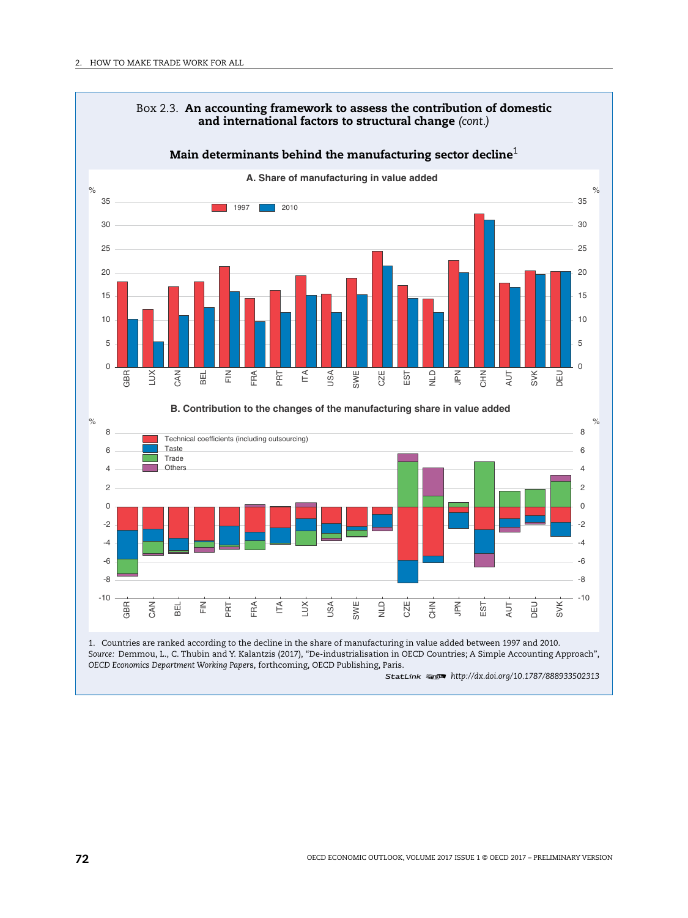### Box 2.3. An accounting framework to assess the contribution of domestic and international factors to structural change *(cont.)*

**Main determinants behind the manufacturing sector decline**[1]

**A. Share of manufacturing in value added**

**B. Contribution to the changes of the manufacturing share in value added**

1. Countries are ranked according to the decline in the share of manufacturing in value added between 1997 and 2010.

*Source:* Demmou, L., C. Thubin and Y. Kalantzis (2017), "De-industrialisation in OECD Countries; A Simple Accounting Approach", *OECD Economics Department Working Papers*, forthcoming, OECD Publishing, Paris.

StatLink http://dx.doi.org/10.1787/888933502313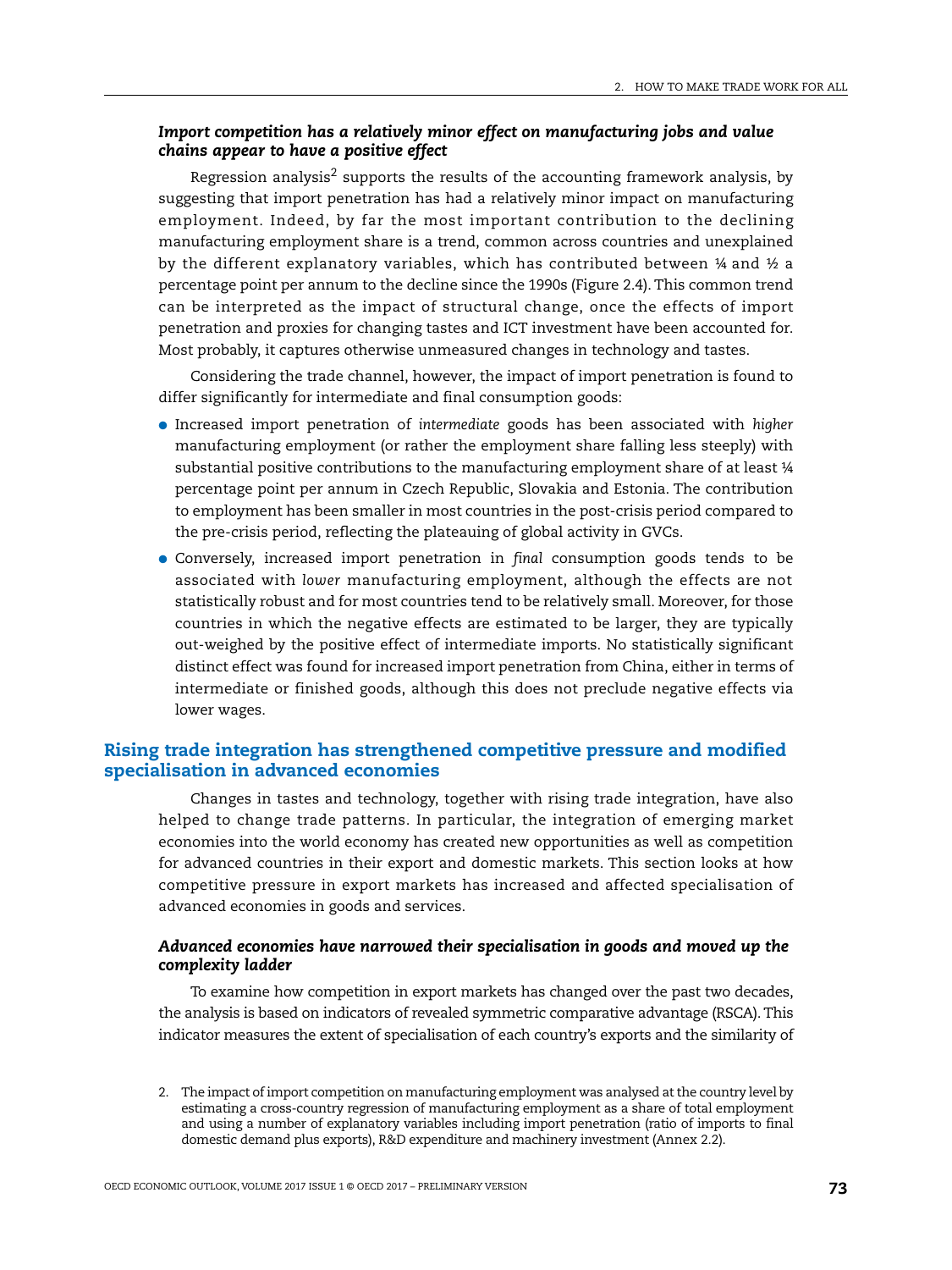### *Import competition has a relatively minor effect on manufacturing jobs and value chains appear to have a positive effect*

Regression analysis[2] supports the results of the accounting framework analysis, by suggesting that import penetration has had a relatively minor impact on manufacturing employment. Indeed, by far the most important contribution to the declining manufacturing employment share is a trend, common across countries and unexplained by the different explanatory variables, which has contributed between ¼ and ½ a percentage point per annum to the decline since the 1990s (Figure 2.4). This common trend can be interpreted as the impact of structural change, once the effects of import penetration and proxies for changing tastes and ICT investment have been accounted for. Most probably, it captures otherwise unmeasured changes in technology and tastes.

Considering the trade channel, however, the impact of import penetration is found to differ significantly for intermediate and final consumption goods:

- Increased import penetration of *intermediate* goods has been associated with *higher* manufacturing employment (or rather the employment share falling less steeply) with substantial positive contributions to the manufacturing employment share of at least ¼ percentage point per annum in Czech Republic, Slovakia and Estonia. The contribution to employment has been smaller in most countries in the post-crisis period compared to the pre-crisis period, reflecting the plateauing of global activity in GVCs.
- Conversely, increased import penetration in *final* consumption goods tends to be associated with *lower* manufacturing employment, although the effects are not statistically robust and for most countries tend to be relatively small. Moreover, for those countries in which the negative effects are estimated to be larger, they are typically out-weighed by the positive effect of intermediate imports. No statistically significant distinct effect was found for increased import penetration from China, either in terms of intermediate or finished goods, although this does not preclude negative effects via lower wages.

## Rising trade integration has strengthened competitive pressure and modified specialisation in advanced economies

Changes in tastes and technology, together with rising trade integration, have also helped to change trade patterns. In particular, the integration of emerging market economies into the world economy has created new opportunities as well as competition for advanced countries in their export and domestic markets. This section looks at how competitive pressure in export markets has increased and affected specialisation of advanced economies in goods and services.

### *Advanced economies have narrowed their specialisation in goods and moved up the complexity ladder*

To examine how competition in export markets has changed over the past two decades, the analysis is based on indicators of revealed symmetric comparative advantage (RSCA). This indicator measures the extent of specialisation of each country's exports and the similarity of

2. The impact of import competition on manufacturing employment was analysed at the country level by estimating a cross-country regression of manufacturing employment as a share of total employment and using a number of explanatory variables including import penetration (ratio of imports to final domestic demand plus exports), R&D expenditure and machinery investment (Annex 2.2).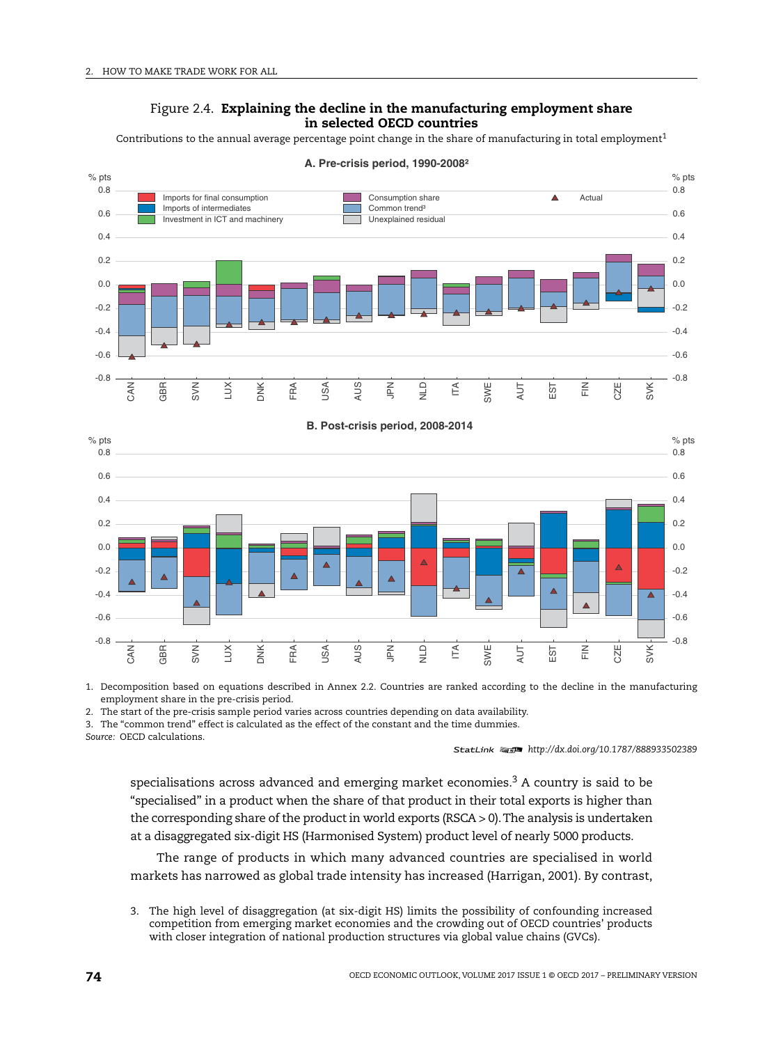Figure 2.4. **Explaining the decline in the manufacturing employment share in selected OECD countries**

Contributions to the annual average percentage point change in the share of manufacturing in total employment[1]

1. Decomposition based on equations described in Annex 2.2. Countries are ranked according to the decline in the manufacturing employment share in the pre-crisis period.
2. The start of the pre-crisis sample period varies across countries depending on data availability.
3. The "common trend" effect is calculated as the effect of the constant and the time dummies.

*Source:* OECD calculations.

StatLink http://dx.doi.org/10.1787/888933502389

specialisations across advanced and emerging market economies.[3] A country is said to be "specialised" in a product when the share of that product in their total exports is higher than the corresponding share of the product in world exports (RSCA > 0). The analysis is undertaken at a disaggregated six-digit HS (Harmonised System) product level of nearly 5000 products.

The range of products in which many advanced countries are specialised in world markets has narrowed as global trade intensity has increased (Harrigan, 2001). By contrast,

3. The high level of disaggregation (at six-digit HS) limits the possibility of confounding increased competition from emerging market economies and the crowding out of OECD countries' products with closer integration of national production structures via global value chains (GVCs).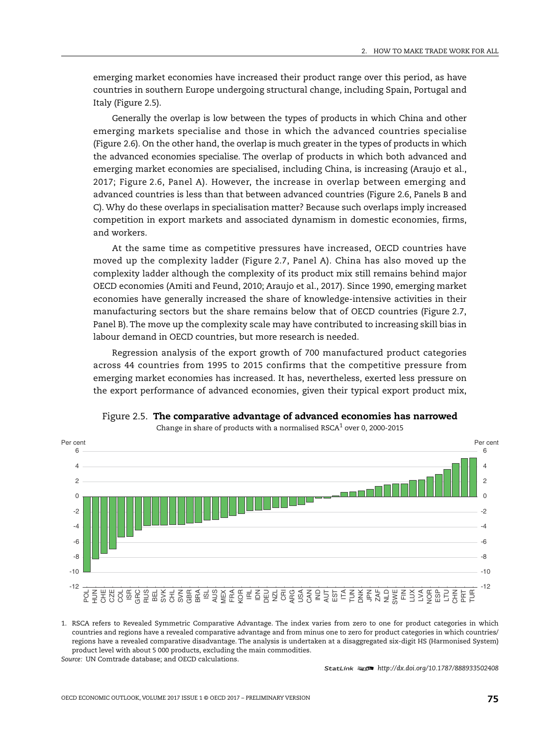emerging market economies have increased their product range over this period, as have countries in southern Europe undergoing structural change, including Spain, Portugal and Italy (Figure 2.5).

Generally the overlap is low between the types of products in which China and other emerging markets specialise and those in which the advanced countries specialise (Figure 2.6). On the other hand, the overlap is much greater in the types of products in which the advanced economies specialise. The overlap of products in which both advanced and emerging market economies are specialised, including China, is increasing (Araujo et al., 2017; Figure 2.6, Panel A). However, the increase in overlap between emerging and advanced countries is less than that between advanced countries (Figure 2.6, Panels B and C). Why do these overlaps in specialisation matter? Because such overlaps imply increased competition in export markets and associated dynamism in domestic economies, firms, and workers.

At the same time as competitive pressures have increased, OECD countries have moved up the complexity ladder (Figure 2.7, Panel A). China has also moved up the complexity ladder although the complexity of its product mix still remains behind major OECD economies (Amiti and Feund, 2010; Araujo et al., 2017). Since 1990, emerging market economies have generally increased the share of knowledge-intensive activities in their manufacturing sectors but the share remains below that of OECD countries (Figure 2.7, Panel B). The move up the complexity scale may have contributed to increasing skill bias in labour demand in OECD countries, but more research is needed.

Regression analysis of the export growth of 700 manufactured product categories across 44 countries from 1995 to 2015 confirms that the competitive pressure from emerging market economies has increased. It has, nevertheless, exerted less pressure on the export performance of advanced economies, given their typical export product mix,

Figure 2.5. **The comparative advantage of advanced economies has narrowed**

Change in share of products with a normalised RSCA[1] over 0, 2000-2015

1. RSCA refers to Revealed Symmetric Comparative Advantage. The index varies from zero to one for product categories in which countries and regions have a revealed comparative advantage and from minus one to zero for product categories in which countries/regions have a revealed comparative disadvantage. The analysis is undertaken at a disaggregated six-digit HS (Harmonised System) product level with about 5 000 products, excluding the main commodities.

*Source:* UN Comtrade database; and OECD calculations.

StatLink http://dx.doi.org/10.1787/888933502408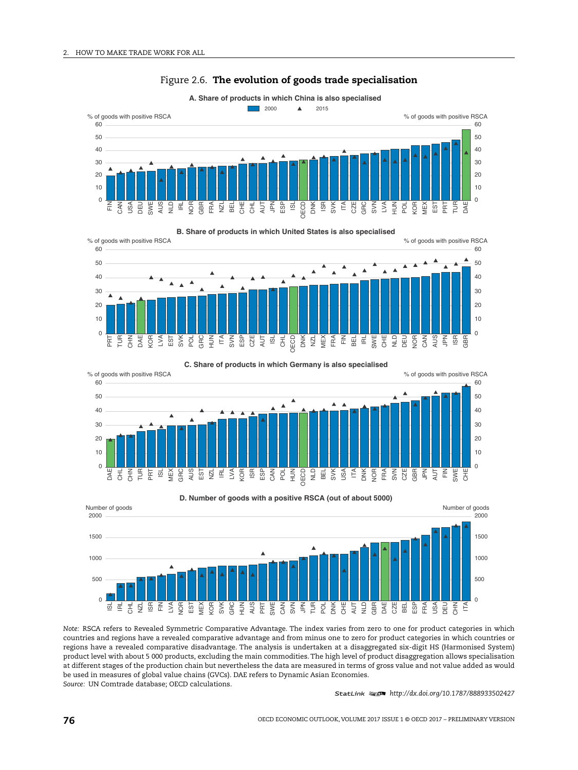Figure 2.6. **The evolution of goods trade specialisation**

**A. Share of products in which China is also specialised**

**B. Share of products in which United States is also specialised**

**C. Share of products in which Germany is also specialised**

**D. Number of goods with a positive RSCA (out of about 5000)**

*Note:* RSCA refers to Revealed Symmetric Comparative Advantage. The index varies from zero to one for product categories in which countries and regions have a revealed comparative advantage and from minus one to zero for product categories in which countries or regions have a revealed comparative disadvantage. The analysis is undertaken at a disaggregated six-digit HS (Harmonised System) product level with about 5 000 products, excluding the main commodities. The high level of product disaggregation allows specialisation at different stages of the production chain but nevertheless the data are measured in terms of gross value and not value added as would be used in measures of global value chains (GVCs). DAE refers to Dynamic Asian Economies.

*Source:* UN Comtrade database; OECD calculations.

StatLink http://dx.doi.org/10.1787/888933502427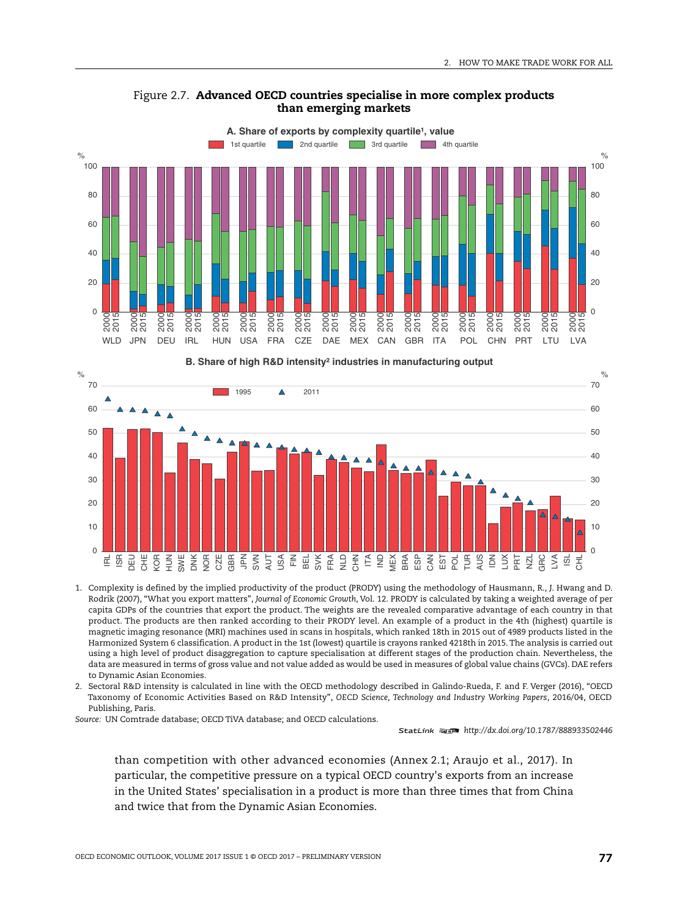Figure 2.7. **Advanced OECD countries specialise in more complex products than emerging markets**

**A. Share of exports by complexity quartile[1], value**

1st quartile | 2nd quartile | 3rd quartile | 4th quartile

WLD, JPN, DEU, IRL, HUN, USA, FRA, CZE, DAE, MEX, CAN, GBR, ITA, POL, CHN, PRT, LTU, LVA (2000, 2015)

**B. Share of high R&D intensity[2] industries in manufacturing output**

1995 | 2011

IRL, ISR, DEU, CHE, KOR, HUN, SWE, DNK, NOR, CZE, GBR, JPN, SVN, AUT, USA, FIN, BEL, SVK, FRA, NLD, CHN, ITA, IND, MEX, BRA, ESP, CAN, EST, POL, TUR, AUS, IDN, LUX, PRT, NZL, GRC, LVA, ISL, CHL

1. Complexity is defined by the implied productivity of the product (PRODY) using the methodology of Hausmann, R., J. Hwang and D. Rodrik (2007), "What you export matters", *Journal of Economic Growth*, Vol. 12. PRODY is calculated by taking a weighted average of per capita GDPs of the countries that export the product. The weights are the revealed comparative advantage of each country in that product. The products are then ranked according to their PRODY level. An example of a product in the 4th (highest) quartile is magnetic imaging resonance (MRI) machines used in scans in hospitals, which ranked 18th in 2015 out of 4989 products listed in the Harmonized System 6 classification. A product in the 1st (lowest) quartile is crayons ranked 4218th in 2015. The analysis is carried out using a high level of product disaggregation to capture specialisation at different stages of the production chain. Nevertheless, the data are measured in terms of gross value and not value added as would be used in measures of global value chains (GVCs). DAE refers to Dynamic Asian Economies.
2. Sectoral R&D intensity is calculated in line with the OECD methodology described in Galindo-Rueda, F. and F. Verger (2016), "OECD Taxonomy of Economic Activities Based on R&D Intensity", *OECD Science, Technology and Industry Working Papers*, 2016/04, OECD Publishing, Paris.

*Source:* UN Comtrade database; OECD TiVA database; and OECD calculations.

StatLink http://dx.doi.org/10.1787/888933502446

than competition with other advanced economies (Annex 2.1; Araujo et al., 2017). In particular, the competitive pressure on a typical OECD country's exports from an increase in the United States' specialisation in a product is more than three times that from China and twice that from the Dynamic Asian Economies.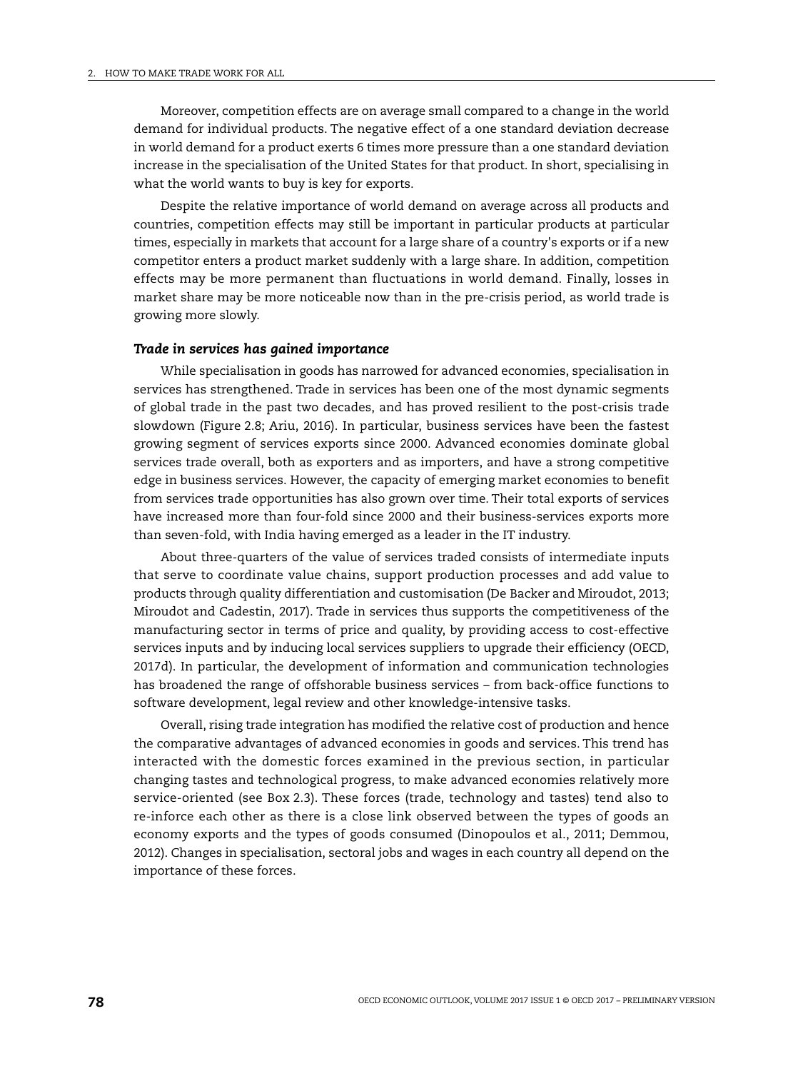Moreover, competition effects are on average small compared to a change in the world demand for individual products. The negative effect of a one standard deviation decrease in world demand for a product exerts 6 times more pressure than a one standard deviation increase in the specialisation of the United States for that product. In short, specialising in what the world wants to buy is key for exports.

Despite the relative importance of world demand on average across all products and countries, competition effects may still be important in particular products at particular times, especially in markets that account for a large share of a country's exports or if a new competitor enters a product market suddenly with a large share. In addition, competition effects may be more permanent than fluctuations in world demand. Finally, losses in market share may be more noticeable now than in the pre-crisis period, as world trade is growing more slowly.

#### *Trade in services has gained importance*

While specialisation in goods has narrowed for advanced economies, specialisation in services has strengthened. Trade in services has been one of the most dynamic segments of global trade in the past two decades, and has proved resilient to the post-crisis trade slowdown (Figure 2.8; Ariu, 2016). In particular, business services have been the fastest growing segment of services exports since 2000. Advanced economies dominate global services trade overall, both as exporters and as importers, and have a strong competitive edge in business services. However, the capacity of emerging market economies to benefit from services trade opportunities has also grown over time. Their total exports of services have increased more than four-fold since 2000 and their business-services exports more than seven-fold, with India having emerged as a leader in the IT industry.

About three-quarters of the value of services traded consists of intermediate inputs that serve to coordinate value chains, support production processes and add value to products through quality differentiation and customisation (De Backer and Miroudot, 2013; Miroudot and Cadestin, 2017). Trade in services thus supports the competitiveness of the manufacturing sector in terms of price and quality, by providing access to cost-effective services inputs and by inducing local services suppliers to upgrade their efficiency (OECD, 2017d). In particular, the development of information and communication technologies has broadened the range of offshorable business services – from back-office functions to software development, legal review and other knowledge-intensive tasks.

Overall, rising trade integration has modified the relative cost of production and hence the comparative advantages of advanced economies in goods and services. This trend has interacted with the domestic forces examined in the previous section, in particular changing tastes and technological progress, to make advanced economies relatively more service-oriented (see Box 2.3). These forces (trade, technology and tastes) tend also to re-inforce each other as there is a close link observed between the types of goods an economy exports and the types of goods consumed (Dinopoulos et al., 2011; Demmou, 2012). Changes in specialisation, sectoral jobs and wages in each country all depend on the importance of these forces.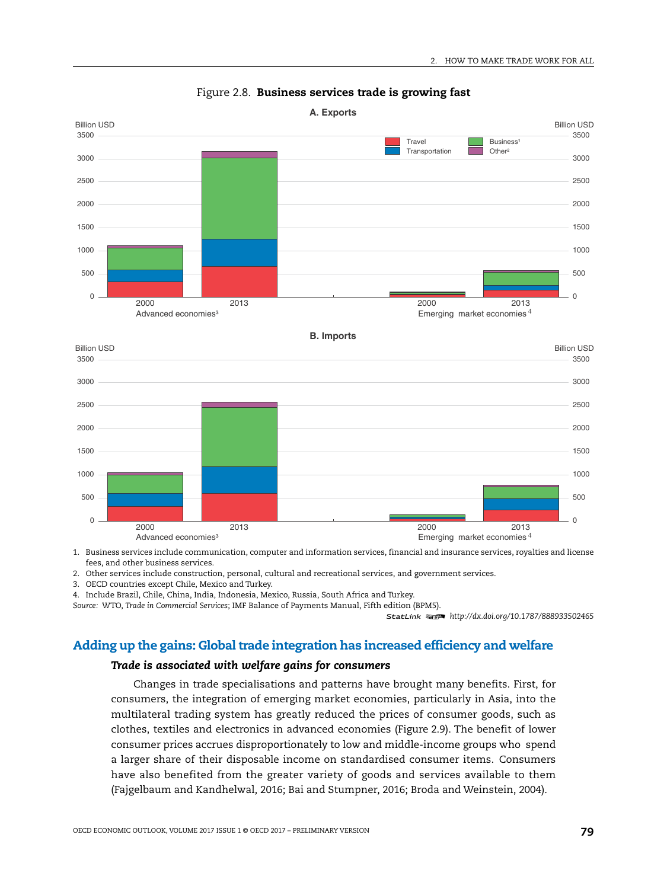Figure 2.8. **Business services trade is growing fast**

1. Business services include communication, computer and information services, financial and insurance services, royalties and license fees, and other business services.
2. Other services include construction, personal, cultural and recreational services, and government services.
3. OECD countries except Chile, Mexico and Turkey.
4. Include Brazil, Chile, China, India, Indonesia, Mexico, Russia, South Africa and Turkey.

*Source:* WTO, *Trade in Commercial Services*; IMF Balance of Payments Manual, Fifth edition (BPM5).

StatLink http://dx.doi.org/10.1787/888933502465

## Adding up the gains: Global trade integration has increased efficiency and welfare

### *Trade is associated with welfare gains for consumers*

Changes in trade specialisations and patterns have brought many benefits. First, for consumers, the integration of emerging market economies, particularly in Asia, into the multilateral trading system has greatly reduced the prices of consumer goods, such as clothes, textiles and electronics in advanced economies (Figure 2.9). The benefit of lower consumer prices accrues disproportionately to low and middle-income groups who spend a larger share of their disposable income on standardised consumer items. Consumers have also benefited from the greater variety of goods and services available to them (Fajgelbaum and Kandhelwal, 2016; Bai and Stumpner, 2016; Broda and Weinstein, 2004).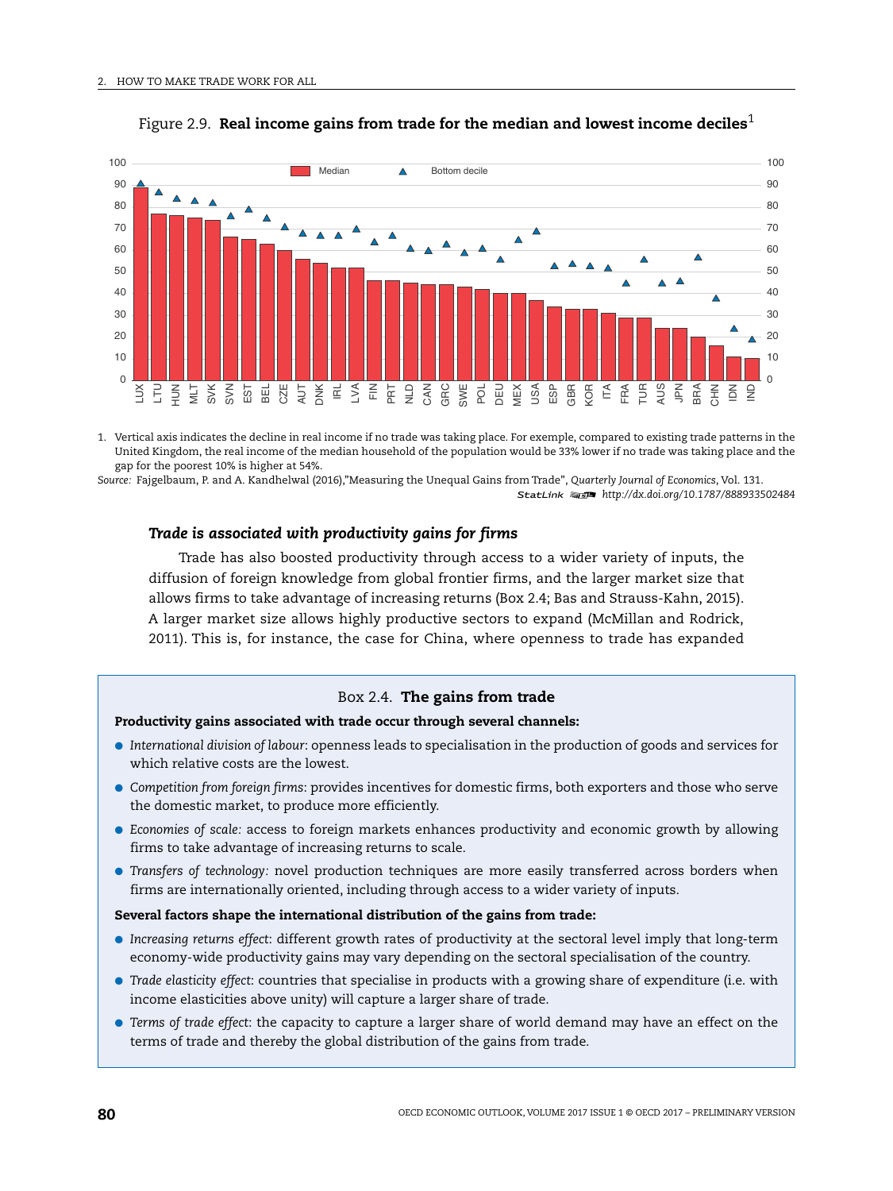Figure 2.9. **Real income gains from trade for the median and lowest income deciles**[1]

100
90
80
70
60
50
40
30
20
10
0

Median
Bottom decile

LUX LTU HUN MLT SVK SVN EST BEL CZE AUT DNK IRL LVA FIN PRT NLD CAN GRC SWE POL DEU MEX USA ESP GBR KOR ITA FRA TUR AUS JPN BRA CHN IDN IND

1. Vertical axis indicates the decline in real income if no trade was taking place. For exemple, compared to existing trade patterns in the United Kingdom, the real income of the median household of the population would be 33% lower if no trade was taking place and the gap for the poorest 10% is higher at 54%.

*Source:* Fajgelbaum, P. and A. Kandhelwal (2016),"Measuring the Unequal Gains from Trade", *Quarterly Journal of Economics*, Vol. 131.

StatLink http://dx.doi.org/10.1787/888933502484

### *Trade is associated with productivity gains for firms*

Trade has also boosted productivity through access to a wider variety of inputs, the diffusion of foreign knowledge from global frontier firms, and the larger market size that allows firms to take advantage of increasing returns (Box 2.4; Bas and Strauss-Kahn, 2015). A larger market size allows highly productive sectors to expand (McMillan and Rodrick, 2011). This is, for instance, the case for China, where openness to trade has expanded

---

Box 2.4. **The gains from trade**

**Productivity gains associated with trade occur through several channels:**

- *International division of labour*: openness leads to specialisation in the production of goods and services for which relative costs are the lowest.
- *Competition from foreign firms*: provides incentives for domestic firms, both exporters and those who serve the domestic market, to produce more efficiently.
- *Economies of scale:* access to foreign markets enhances productivity and economic growth by allowing firms to take advantage of increasing returns to scale.
- *Transfers of technology:* novel production techniques are more easily transferred across borders when firms are internationally oriented, including through access to a wider variety of inputs.

**Several factors shape the international distribution of the gains from trade:**

- *Increasing returns effect*: different growth rates of productivity at the sectoral level imply that long-term economy-wide productivity gains may vary depending on the sectoral specialisation of the country.
- *Trade elasticity effect*: countries that specialise in products with a growing share of expenditure (i.e. with income elasticities above unity) will capture a larger share of trade.
- *Terms of trade effect*: the capacity to capture a larger share of world demand may have an effect on the terms of trade and thereby the global distribution of the gains from trade.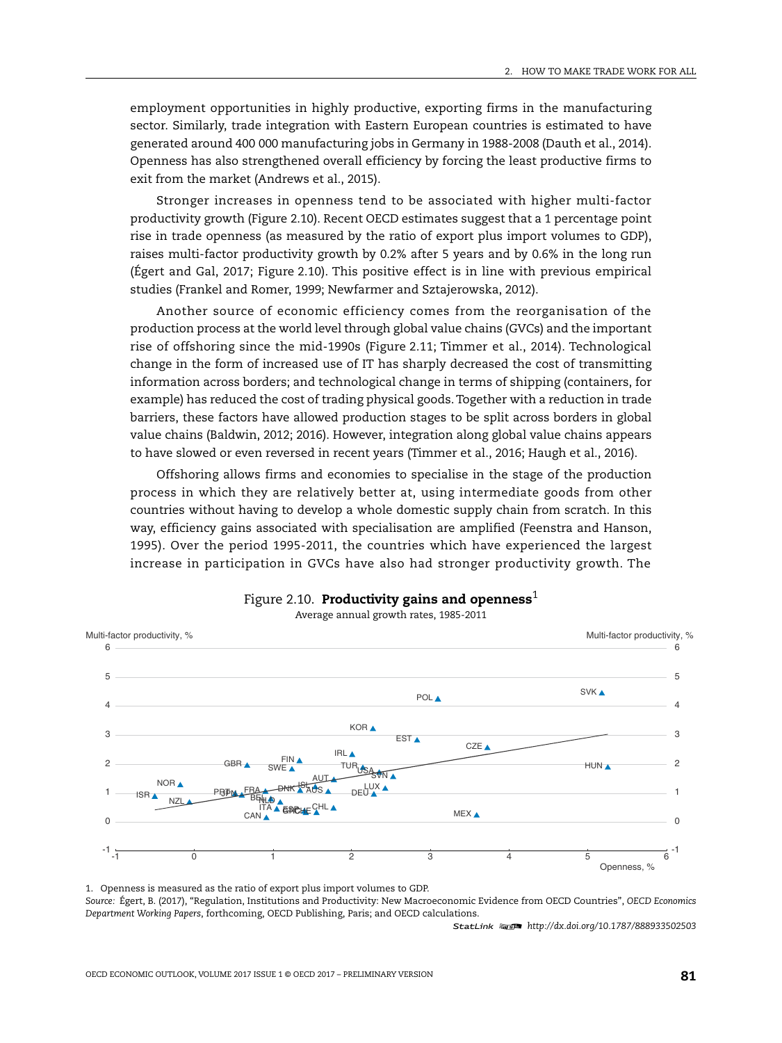employment opportunities in highly productive, exporting firms in the manufacturing sector. Similarly, trade integration with Eastern European countries is estimated to have generated around 400 000 manufacturing jobs in Germany in 1988-2008 (Dauth et al., 2014). Openness has also strengthened overall efficiency by forcing the least productive firms to exit from the market (Andrews et al., 2015).

Stronger increases in openness tend to be associated with higher multi-factor productivity growth (Figure 2.10). Recent OECD estimates suggest that a 1 percentage point rise in trade openness (as measured by the ratio of export plus import volumes to GDP), raises multi-factor productivity growth by 0.2% after 5 years and by 0.6% in the long run (Égert and Gal, 2017; Figure 2.10). This positive effect is in line with previous empirical studies (Frankel and Romer, 1999; Newfarmer and Sztajerowska, 2012).

Another source of economic efficiency comes from the reorganisation of the production process at the world level through global value chains (GVCs) and the important rise of offshoring since the mid-1990s (Figure 2.11; Timmer et al., 2014). Technological change in the form of increased use of IT has sharply decreased the cost of transmitting information across borders; and technological change in terms of shipping (containers, for example) has reduced the cost of trading physical goods. Together with a reduction in trade barriers, these factors have allowed production stages to be split across borders in global value chains (Baldwin, 2012; 2016). However, integration along global value chains appears to have slowed or even reversed in recent years (Timmer et al., 2016; Haugh et al., 2016).

Offshoring allows firms and economies to specialise in the stage of the production process in which they are relatively better at, using intermediate goods from other countries without having to develop a whole domestic supply chain from scratch. In this way, efficiency gains associated with specialisation are amplified (Feenstra and Hanson, 1995). Over the period 1995-2011, the countries which have experienced the largest increase in participation in GVCs have also had stronger productivity growth. The

Figure 2.10. **Productivity gains and openness**[1]

Average annual growth rates, 1985-2011

1. Openness is measured as the ratio of export plus import volumes to GDP.

*Source:* Égert, B. (2017), "Regulation, Institutions and Productivity: New Macroeconomic Evidence from OECD Countries", *OECD Economics Department Working Papers*, forthcoming, OECD Publishing, Paris; and OECD calculations.

StatLink http://dx.doi.org/10.1787/888933502503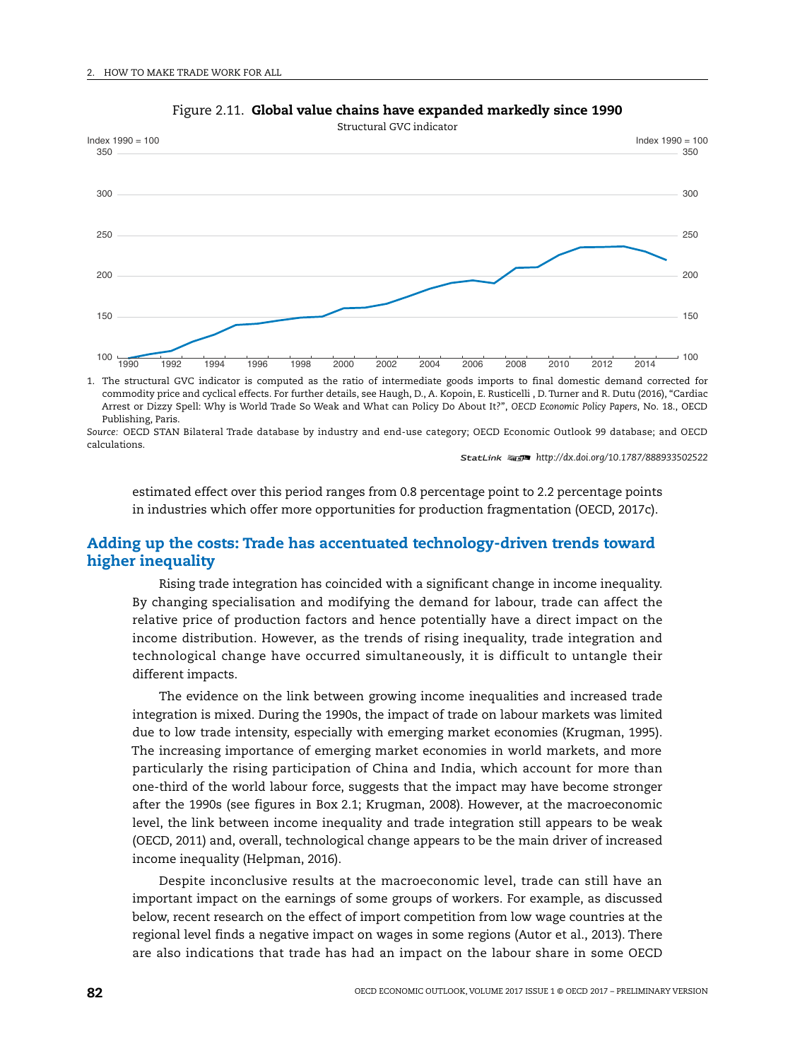Figure 2.11. **Global value chains have expanded markedly since 1990**

Structural GVC indicator

1. The structural GVC indicator is computed as the ratio of intermediate goods imports to final domestic demand corrected for commodity price and cyclical effects. For further details, see Haugh, D., A. Kopoin, E. Rusticelli , D. Turner and R. Dutu (2016), "Cardiac Arrest or Dizzy Spell: Why is World Trade So Weak and What can Policy Do About It?", *OECD Economic Policy Papers*, No. 18., OECD Publishing, Paris.

*Source:* OECD STAN Bilateral Trade database by industry and end-use category; OECD Economic Outlook 99 database; and OECD calculations.

StatLink http://dx.doi.org/10.1787/888933502522

estimated effect over this period ranges from 0.8 percentage point to 2.2 percentage points in industries which offer more opportunities for production fragmentation (OECD, 2017c).

## Adding up the costs: Trade has accentuated technology-driven trends toward higher inequality

Rising trade integration has coincided with a significant change in income inequality. By changing specialisation and modifying the demand for labour, trade can affect the relative price of production factors and hence potentially have a direct impact on the income distribution. However, as the trends of rising inequality, trade integration and technological change have occurred simultaneously, it is difficult to untangle their different impacts.

The evidence on the link between growing income inequalities and increased trade integration is mixed. During the 1990s, the impact of trade on labour markets was limited due to low trade intensity, especially with emerging market economies (Krugman, 1995). The increasing importance of emerging market economies in world markets, and more particularly the rising participation of China and India, which account for more than one-third of the world labour force, suggests that the impact may have become stronger after the 1990s (see figures in Box 2.1; Krugman, 2008). However, at the macroeconomic level, the link between income inequality and trade integration still appears to be weak (OECD, 2011) and, overall, technological change appears to be the main driver of increased income inequality (Helpman, 2016).

Despite inconclusive results at the macroeconomic level, trade can still have an important impact on the earnings of some groups of workers. For example, as discussed below, recent research on the effect of import competition from low wage countries at the regional level finds a negative impact on wages in some regions (Autor et al., 2013). There are also indications that trade has had an impact on the labour share in some OECD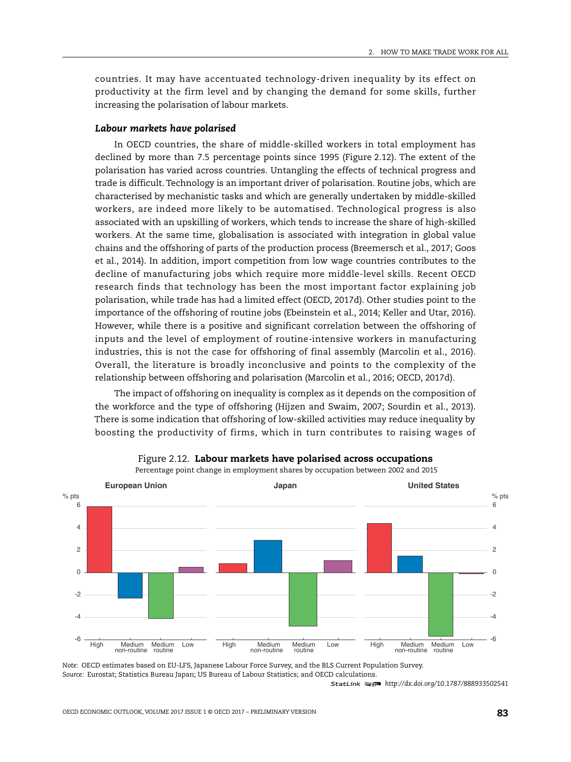countries. It may have accentuated technology-driven inequality by its effect on productivity at the firm level and by changing the demand for some skills, further increasing the polarisation of labour markets.

***Labour markets have polarised***

In OECD countries, the share of middle-skilled workers in total employment has declined by more than 7.5 percentage points since 1995 (Figure 2.12). The extent of the polarisation has varied across countries. Untangling the effects of technical progress and trade is difficult. Technology is an important driver of polarisation. Routine jobs, which are characterised by mechanistic tasks and which are generally undertaken by middle-skilled workers, are indeed more likely to be automatised. Technological progress is also associated with an upskilling of workers, which tends to increase the share of high-skilled workers. At the same time, globalisation is associated with integration in global value chains and the offshoring of parts of the production process (Breemersch et al., 2017; Goos et al., 2014). In addition, import competition from low wage countries contributes to the decline of manufacturing jobs which require more middle-level skills. Recent OECD research finds that technology has been the most important factor explaining job polarisation, while trade has had a limited effect (OECD, 2017d). Other studies point to the importance of the offshoring of routine jobs (Ebeinstein et al., 2014; Keller and Utar, 2016). However, while there is a positive and significant correlation between the offshoring of inputs and the level of employment of routine-intensive workers in manufacturing industries, this is not the case for offshoring of final assembly (Marcolin et al., 2016). Overall, the literature is broadly inconclusive and points to the complexity of the relationship between offshoring and polarisation (Marcolin et al., 2016; OECD, 2017d).

The impact of offshoring on inequality is complex as it depends on the composition of the workforce and the type of offshoring (Hijzen and Swaim, 2007; Sourdin et al., 2013). There is some indication that offshoring of low-skilled activities may reduce inequality by boosting the productivity of firms, which in turn contributes to raising wages of

Figure 2.12. **Labour markets have polarised across occupations**

Percentage point change in employment shares by occupation between 2002 and 2015

*Note:* OECD estimates based on EU-LFS, Japanese Labour Force Survey, and the BLS Current Population Survey.
*Source:* Eurostat; Statistics Bureau Japan; US Bureau of Labour Statistics; and OECD calculations.

StatLink http://dx.doi.org/10.1787/888933502541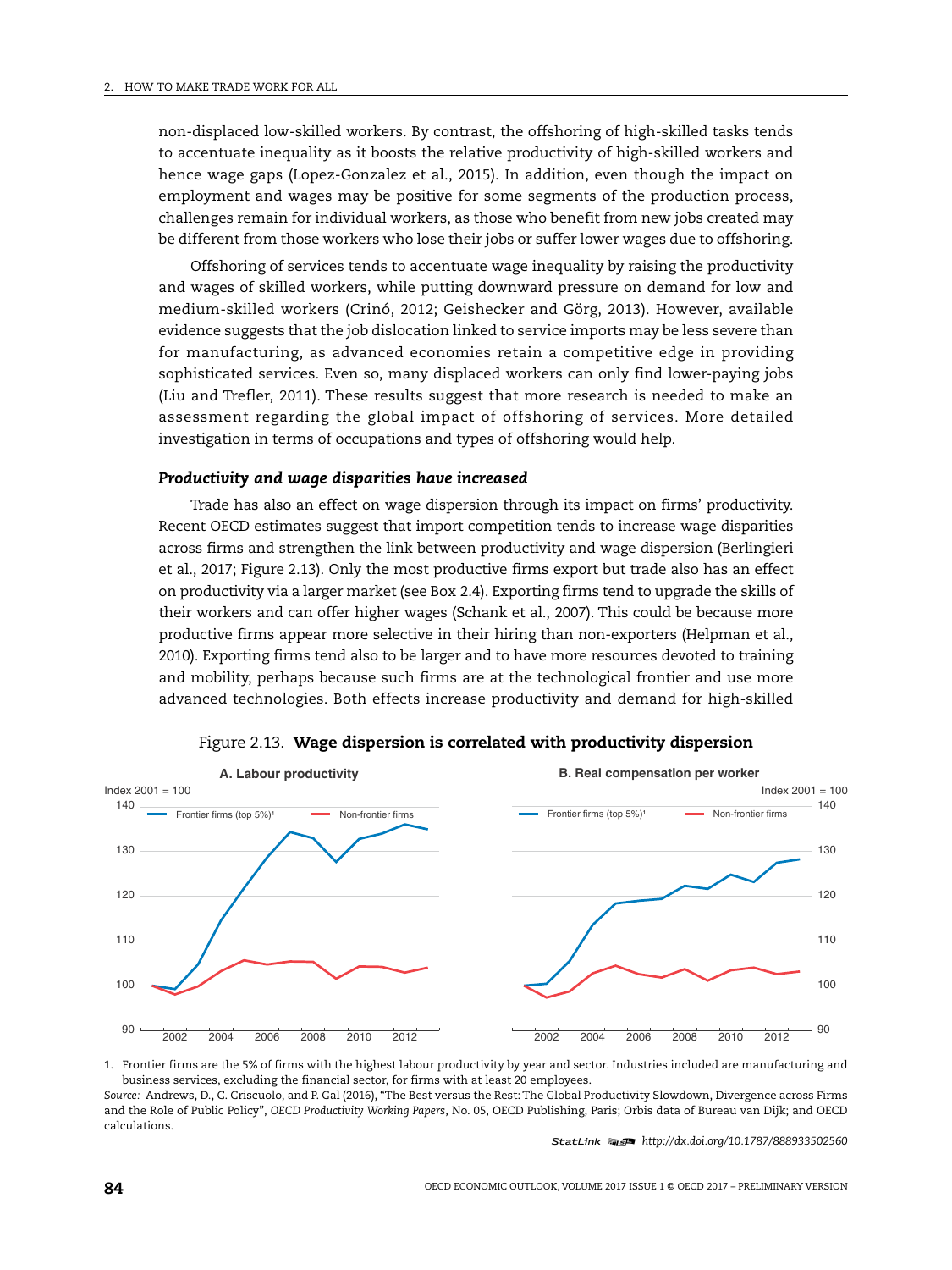non-displaced low-skilled workers. By contrast, the offshoring of high-skilled tasks tends to accentuate inequality as it boosts the relative productivity of high-skilled workers and hence wage gaps (Lopez-Gonzalez et al., 2015). In addition, even though the impact on employment and wages may be positive for some segments of the production process, challenges remain for individual workers, as those who benefit from new jobs created may be different from those workers who lose their jobs or suffer lower wages due to offshoring.

Offshoring of services tends to accentuate wage inequality by raising the productivity and wages of skilled workers, while putting downward pressure on demand for low and medium-skilled workers (Crinó, 2012; Geishecker and Görg, 2013). However, available evidence suggests that the job dislocation linked to service imports may be less severe than for manufacturing, as advanced economies retain a competitive edge in providing sophisticated services. Even so, many displaced workers can only find lower-paying jobs (Liu and Trefler, 2011). These results suggest that more research is needed to make an assessment regarding the global impact of offshoring of services. More detailed investigation in terms of occupations and types of offshoring would help.

### *Productivity and wage disparities have increased*

Trade has also an effect on wage dispersion through its impact on firms' productivity. Recent OECD estimates suggest that import competition tends to increase wage disparities across firms and strengthen the link between productivity and wage dispersion (Berlingieri et al., 2017; Figure 2.13). Only the most productive firms export but trade also has an effect on productivity via a larger market (see Box 2.4). Exporting firms tend to upgrade the skills of their workers and can offer higher wages (Schank et al., 2007). This could be because more productive firms appear more selective in their hiring than non-exporters (Helpman et al., 2010). Exporting firms tend also to be larger and to have more resources devoted to training and mobility, perhaps because such firms are at the technological frontier and use more advanced technologies. Both effects increase productivity and demand for high-skilled

Figure 2.13. **Wage dispersion is correlated with productivity dispersion**

**A. Labour productivity**

Index 2001 = 100

Frontier firms (top 5%)[1] — Non-frontier firms

**B. Real compensation per worker**

Index 2001 = 100

Frontier firms (top 5%)[1] — Non-frontier firms

1. Frontier firms are the 5% of firms with the highest labour productivity by year and sector. Industries included are manufacturing and business services, excluding the financial sector, for firms with at least 20 employees.

*Source:* Andrews, D., C. Criscuolo, and P. Gal (2016), "The Best versus the Rest: The Global Productivity Slowdown, Divergence across Firms and the Role of Public Policy", *OECD Productivity Working Papers*, No. 05, OECD Publishing, Paris; Orbis data of Bureau van Dijk; and OECD calculations.

StatLink http://dx.doi.org/10.1787/888933502560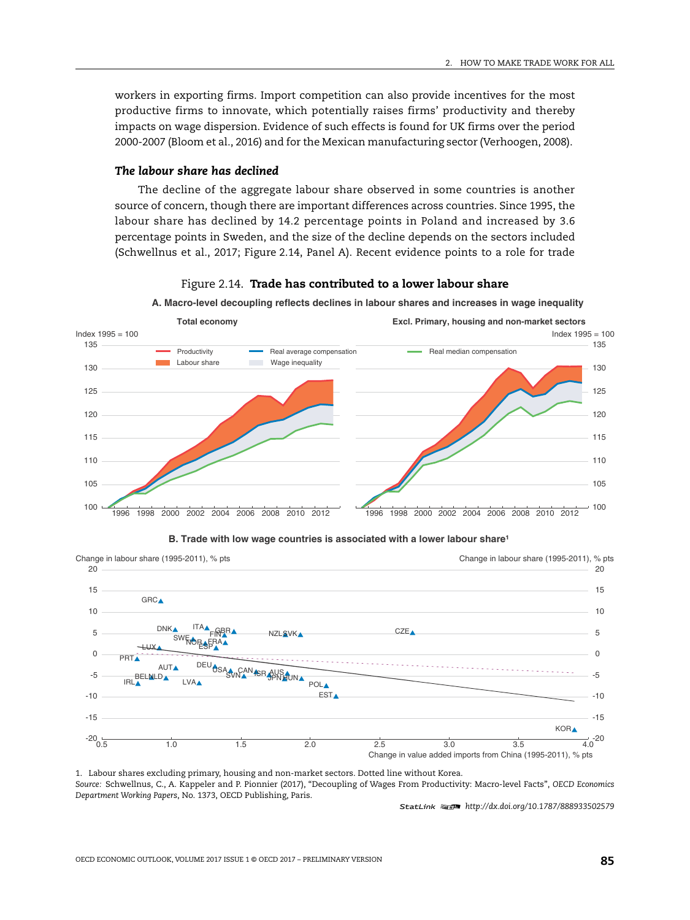workers in exporting firms. Import competition can also provide incentives for the most productive firms to innovate, which potentially raises firms' productivity and thereby impacts on wage dispersion. Evidence of such effects is found for UK firms over the period 2000-2007 (Bloom et al., 2016) and for the Mexican manufacturing sector (Verhoogen, 2008).

### *The labour share has declined*

The decline of the aggregate labour share observed in some countries is another source of concern, though there are important differences across countries. Since 1995, the labour share has declined by 14.2 percentage points in Poland and increased by 3.6 percentage points in Sweden, and the size of the decline depends on the sectors included (Schwellnus et al., 2017; Figure 2.14, Panel A). Recent evidence points to a role for trade

Figure 2.14. **Trade has contributed to a lower labour share**

**A. Macro-level decoupling reflects declines in labour shares and increases in wage inequality**

**B. Trade with low wage countries is associated with a lower labour share[1]**

1. Labour shares excluding primary, housing and non-market sectors. Dotted line without Korea.

*Source:* Schwellnus, C., A. Kappeler and P. Pionnier (2017), "Decoupling of Wages From Productivity: Macro-level Facts", *OECD Economics Department Working Papers*, No. 1373, OECD Publishing, Paris.

StatLink http://dx.doi.org/10.1787/888933502579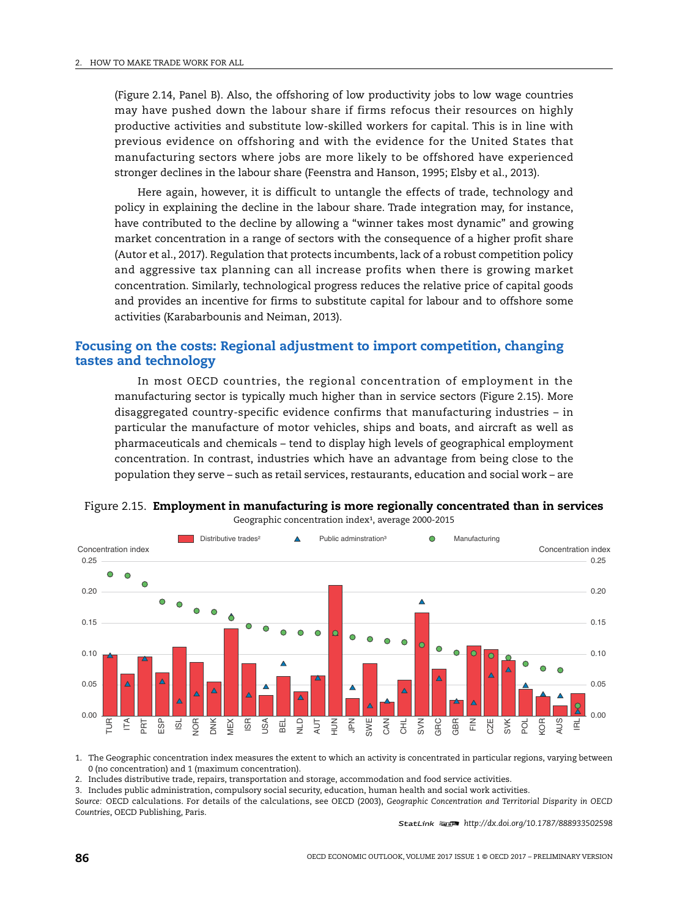(Figure 2.14, Panel B). Also, the offshoring of low productivity jobs to low wage countries may have pushed down the labour share if firms refocus their resources on highly productive activities and substitute low-skilled workers for capital. This is in line with previous evidence on offshoring and with the evidence for the United States that manufacturing sectors where jobs are more likely to be offshored have experienced stronger declines in the labour share (Feenstra and Hanson, 1995; Elsby et al., 2013).

Here again, however, it is difficult to untangle the effects of trade, technology and policy in explaining the decline in the labour share. Trade integration may, for instance, have contributed to the decline by allowing a "winner takes most dynamic" and growing market concentration in a range of sectors with the consequence of a higher profit share (Autor et al., 2017). Regulation that protects incumbents, lack of a robust competition policy and aggressive tax planning can all increase profits when there is growing market concentration. Similarly, technological progress reduces the relative price of capital goods and provides an incentive for firms to substitute capital for labour and to offshore some activities (Karabarbounis and Neiman, 2013).

## Focusing on the costs: Regional adjustment to import competition, changing tastes and technology

In most OECD countries, the regional concentration of employment in the manufacturing sector is typically much higher than in service sectors (Figure 2.15). More disaggregated country-specific evidence confirms that manufacturing industries – in particular the manufacture of motor vehicles, ships and boats, and aircraft as well as pharmaceuticals and chemicals – tend to display high levels of geographical employment concentration. In contrast, industries which have an advantage from being close to the population they serve – such as retail services, restaurants, education and social work – are

Figure 2.15. **Employment in manufacturing is more regionally concentrated than in services**

Geographic concentration index[1], average 2000-2015

Legend: Distributive trades[2] (bars); Public adminstration[3] (triangles); Manufacturing (circles)

Concentration index (0.00 – 0.25)

Countries: TUR, ITA, PRT, ESP, ISL, NOR, DNK, MEX, ISR, USA, BEL, NLD, AUT, HUN, JPN, SWE, CAN, CHL, SVN, GRC, GBR, FIN, CZE, SVK, POL, KOR, AUS, IRL

1. The Geographic concentration index measures the extent to which an activity is concentrated in particular regions, varying between 0 (no concentration) and 1 (maximum concentration).
2. Includes distributive trade, repairs, transportation and storage, accommodation and food service activities.
3. Includes public administration, compulsory social security, education, human health and social work activities.

*Source:* OECD calculations. For details of the calculations, see OECD (2003), *Geographic Concentration and Territorial Disparity in OECD Countries*, OECD Publishing, Paris.

StatLink http://dx.doi.org/10.1787/888933502598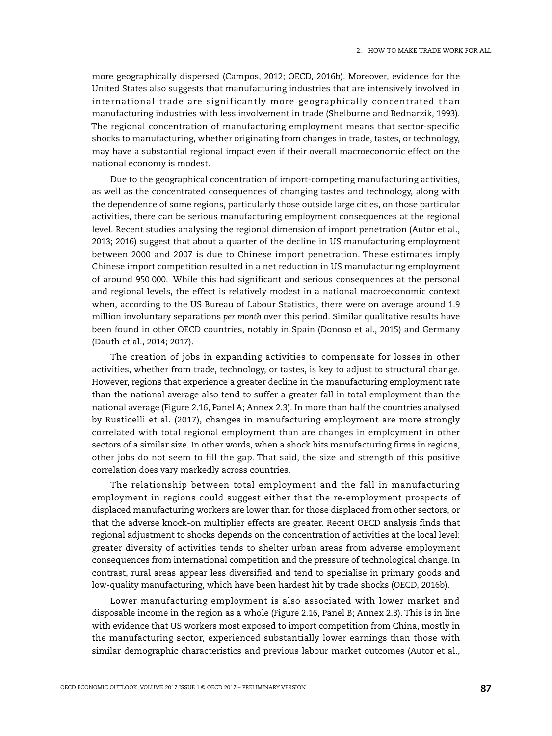more geographically dispersed (Campos, 2012; OECD, 2016b). Moreover, evidence for the United States also suggests that manufacturing industries that are intensively involved in international trade are significantly more geographically concentrated than manufacturing industries with less involvement in trade (Shelburne and Bednarzik, 1993). The regional concentration of manufacturing employment means that sector-specific shocks to manufacturing, whether originating from changes in trade, tastes, or technology, may have a substantial regional impact even if their overall macroeconomic effect on the national economy is modest.

Due to the geographical concentration of import-competing manufacturing activities, as well as the concentrated consequences of changing tastes and technology, along with the dependence of some regions, particularly those outside large cities, on those particular activities, there can be serious manufacturing employment consequences at the regional level. Recent studies analysing the regional dimension of import penetration (Autor et al., 2013; 2016) suggest that about a quarter of the decline in US manufacturing employment between 2000 and 2007 is due to Chinese import penetration. These estimates imply Chinese import competition resulted in a net reduction in US manufacturing employment of around 950 000. While this had significant and serious consequences at the personal and regional levels, the effect is relatively modest in a national macroeconomic context when, according to the US Bureau of Labour Statistics, there were on average around 1.9 million involuntary separations *per month* over this period. Similar qualitative results have been found in other OECD countries, notably in Spain (Donoso et al., 2015) and Germany (Dauth et al., 2014; 2017).

The creation of jobs in expanding activities to compensate for losses in other activities, whether from trade, technology, or tastes, is key to adjust to structural change. However, regions that experience a greater decline in the manufacturing employment rate than the national average also tend to suffer a greater fall in total employment than the national average (Figure 2.16, Panel A; Annex 2.3). In more than half the countries analysed by Rusticelli et al. (2017), changes in manufacturing employment are more strongly correlated with total regional employment than are changes in employment in other sectors of a similar size. In other words, when a shock hits manufacturing firms in regions, other jobs do not seem to fill the gap. That said, the size and strength of this positive correlation does vary markedly across countries.

The relationship between total employment and the fall in manufacturing employment in regions could suggest either that the re-employment prospects of displaced manufacturing workers are lower than for those displaced from other sectors, or that the adverse knock-on multiplier effects are greater. Recent OECD analysis finds that regional adjustment to shocks depends on the concentration of activities at the local level: greater diversity of activities tends to shelter urban areas from adverse employment consequences from international competition and the pressure of technological change. In contrast, rural areas appear less diversified and tend to specialise in primary goods and low-quality manufacturing, which have been hardest hit by trade shocks (OECD, 2016b).

Lower manufacturing employment is also associated with lower market and disposable income in the region as a whole (Figure 2.16, Panel B; Annex 2.3). This is in line with evidence that US workers most exposed to import competition from China, mostly in the manufacturing sector, experienced substantially lower earnings than those with similar demographic characteristics and previous labour market outcomes (Autor et al.,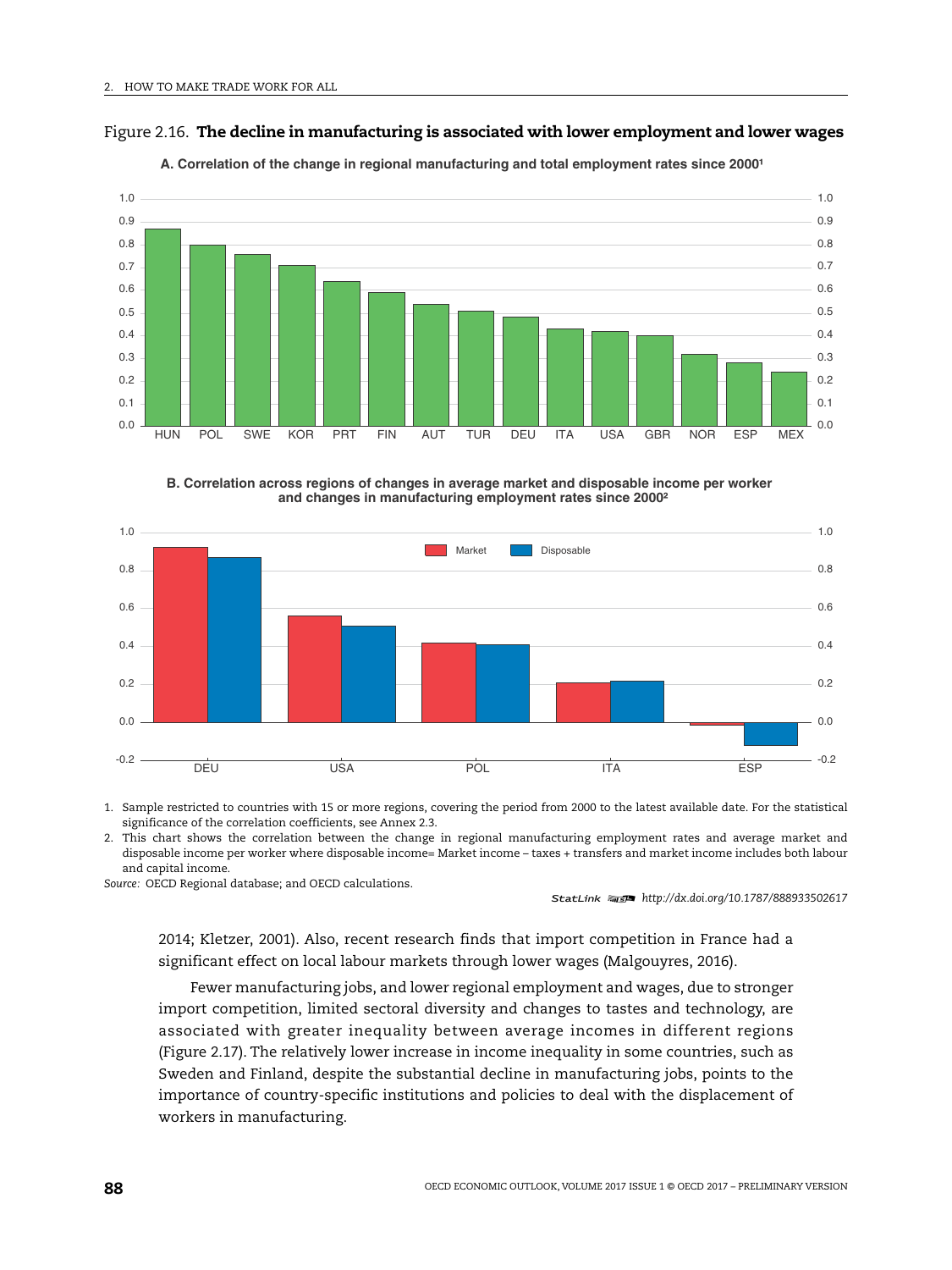Figure 2.16. **The decline in manufacturing is associated with lower employment and lower wages**

**A. Correlation of the change in regional manufacturing and total employment rates since 2000[1]**

**B. Correlation across regions of changes in average market and disposable income per worker and changes in manufacturing employment rates since 2000[2]**

1. Sample restricted to countries with 15 or more regions, covering the period from 2000 to the latest available date. For the statistical significance of the correlation coefficients, see Annex 2.3.
2. This chart shows the correlation between the change in regional manufacturing employment rates and average market and disposable income per worker where disposable income= Market income – taxes + transfers and market income includes both labour and capital income.

*Source:* OECD Regional database; and OECD calculations.

StatLink *http://dx.doi.org/10.1787/888933502617*

2014; Kletzer, 2001). Also, recent research finds that import competition in France had a significant effect on local labour markets through lower wages (Malgouyres, 2016).

Fewer manufacturing jobs, and lower regional employment and wages, due to stronger import competition, limited sectoral diversity and changes to tastes and technology, are associated with greater inequality between average incomes in different regions (Figure 2.17). The relatively lower increase in income inequality in some countries, such as Sweden and Finland, despite the substantial decline in manufacturing jobs, points to the importance of country-specific institutions and policies to deal with the displacement of workers in manufacturing.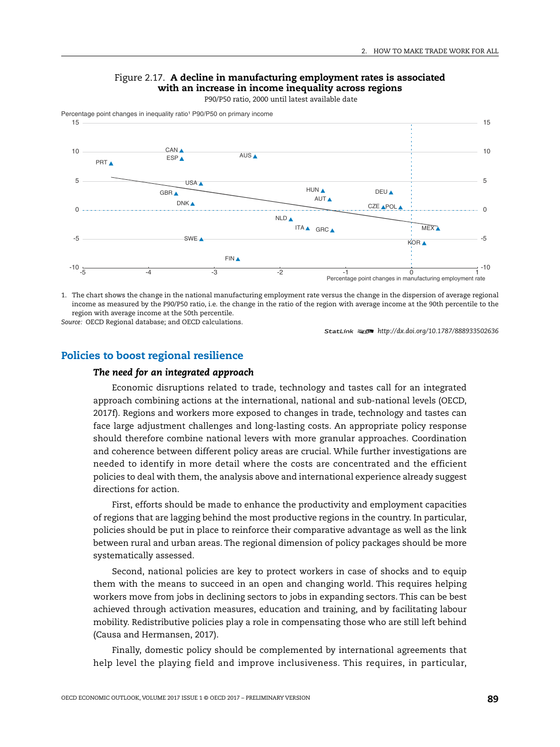Figure 2.17. **A decline in manufacturing employment rates is associated with an increase in income inequality across regions**

P90/P50 ratio, 2000 until latest available date

1. The chart shows the change in the national manufacturing employment rate versus the change in the dispersion of average regional income as measured by the P90/P50 ratio, i.e. the change in the ratio of the region with average income at the 90th percentile to the region with average income at the 50th percentile.

*Source:* OECD Regional database; and OECD calculations.

StatLink http://dx.doi.org/10.1787/888933502636

## Policies to boost regional resilience

### *The need for an integrated approach*

Economic disruptions related to trade, technology and tastes call for an integrated approach combining actions at the international, national and sub-national levels (OECD, 2017f). Regions and workers more exposed to changes in trade, technology and tastes can face large adjustment challenges and long-lasting costs. An appropriate policy response should therefore combine national levers with more granular approaches. Coordination and coherence between different policy areas are crucial. While further investigations are needed to identify in more detail where the costs are concentrated and the efficient policies to deal with them, the analysis above and international experience already suggest directions for action.

First, efforts should be made to enhance the productivity and employment capacities of regions that are lagging behind the most productive regions in the country. In particular, policies should be put in place to reinforce their comparative advantage as well as the link between rural and urban areas. The regional dimension of policy packages should be more systematically assessed.

Second, national policies are key to protect workers in case of shocks and to equip them with the means to succeed in an open and changing world. This requires helping workers move from jobs in declining sectors to jobs in expanding sectors. This can be best achieved through activation measures, education and training, and by facilitating labour mobility. Redistributive policies play a role in compensating those who are still left behind (Causa and Hermansen, 2017).

Finally, domestic policy should be complemented by international agreements that help level the playing field and improve inclusiveness. This requires, in particular,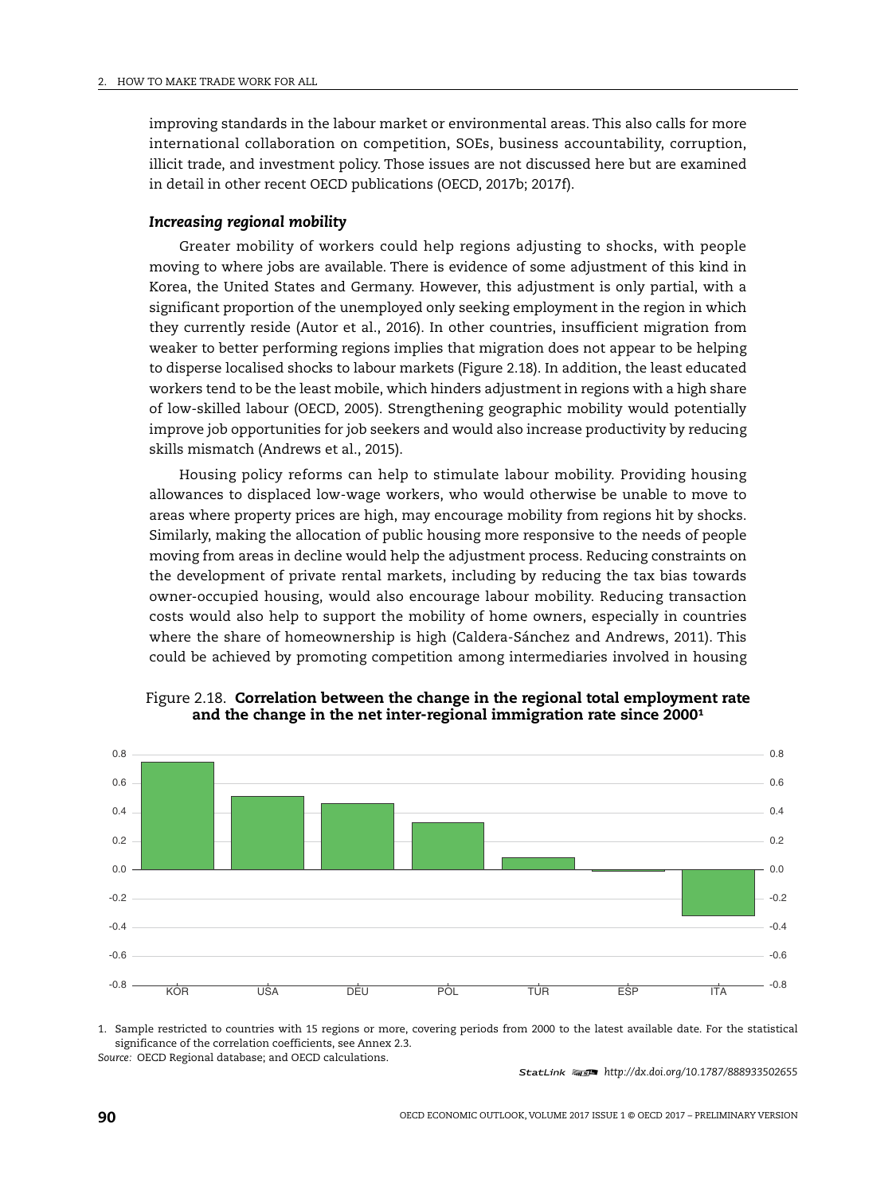improving standards in the labour market or environmental areas. This also calls for more international collaboration on competition, SOEs, business accountability, corruption, illicit trade, and investment policy. Those issues are not discussed here but are examined in detail in other recent OECD publications (OECD, 2017b; 2017f).

### *Increasing regional mobility*

Greater mobility of workers could help regions adjusting to shocks, with people moving to where jobs are available. There is evidence of some adjustment of this kind in Korea, the United States and Germany. However, this adjustment is only partial, with a significant proportion of the unemployed only seeking employment in the region in which they currently reside (Autor et al., 2016). In other countries, insufficient migration from weaker to better performing regions implies that migration does not appear to be helping to disperse localised shocks to labour markets (Figure 2.18). In addition, the least educated workers tend to be the least mobile, which hinders adjustment in regions with a high share of low-skilled labour (OECD, 2005). Strengthening geographic mobility would potentially improve job opportunities for job seekers and would also increase productivity by reducing skills mismatch (Andrews et al., 2015).

Housing policy reforms can help to stimulate labour mobility. Providing housing allowances to displaced low-wage workers, who would otherwise be unable to move to areas where property prices are high, may encourage mobility from regions hit by shocks. Similarly, making the allocation of public housing more responsive to the needs of people moving from areas in decline would help the adjustment process. Reducing constraints on the development of private rental markets, including by reducing the tax bias towards owner-occupied housing, would also encourage labour mobility. Reducing transaction costs would also help to support the mobility of home owners, especially in countries where the share of homeownership is high (Caldera-Sánchez and Andrews, 2011). This could be achieved by promoting competition among intermediaries involved in housing

Figure 2.18. **Correlation between the change in the regional total employment rate and the change in the net inter-regional immigration rate since 2000**[1]

| Country | Correlation |
|---|---|
| KOR | 0.74 |
| USA | 0.51 |
| DEU | 0.46 |
| POL | 0.33 |
| TUR | 0.08 |
| ESP | -0.01 |
| ITA | -0.32 |

1. Sample restricted to countries with 15 regions or more, covering periods from 2000 to the latest available date. For the statistical significance of the correlation coefficients, see Annex 2.3.

*Source:* OECD Regional database; and OECD calculations.

StatLink http://dx.doi.org/10.1787/888933502655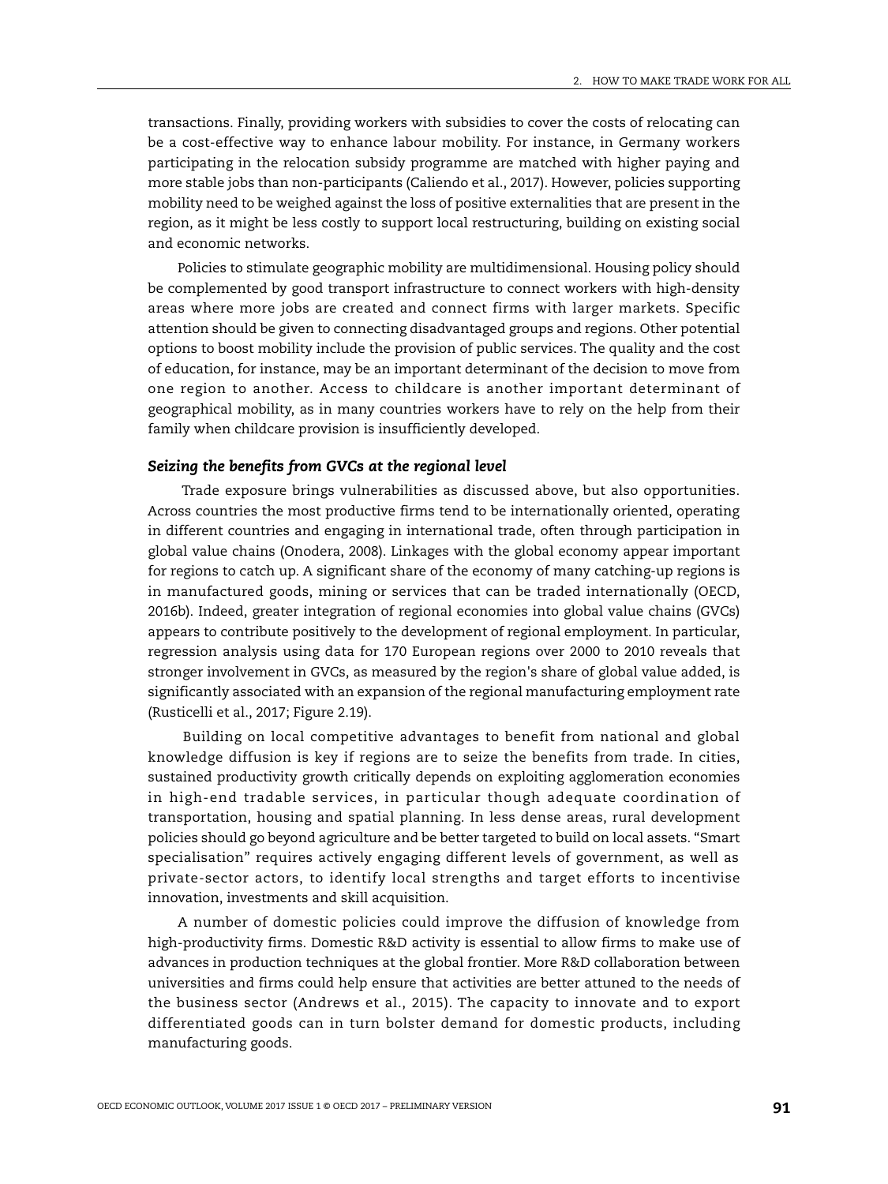transactions. Finally, providing workers with subsidies to cover the costs of relocating can be a cost-effective way to enhance labour mobility. For instance, in Germany workers participating in the relocation subsidy programme are matched with higher paying and more stable jobs than non-participants (Caliendo et al., 2017). However, policies supporting mobility need to be weighed against the loss of positive externalities that are present in the region, as it might be less costly to support local restructuring, building on existing social and economic networks.

Policies to stimulate geographic mobility are multidimensional. Housing policy should be complemented by good transport infrastructure to connect workers with high-density areas where more jobs are created and connect firms with larger markets. Specific attention should be given to connecting disadvantaged groups and regions. Other potential options to boost mobility include the provision of public services. The quality and the cost of education, for instance, may be an important determinant of the decision to move from one region to another. Access to childcare is another important determinant of geographical mobility, as in many countries workers have to rely on the help from their family when childcare provision is insufficiently developed.

#### *Seizing the benefits from GVCs at the regional level*

Trade exposure brings vulnerabilities as discussed above, but also opportunities. Across countries the most productive firms tend to be internationally oriented, operating in different countries and engaging in international trade, often through participation in global value chains (Onodera, 2008). Linkages with the global economy appear important for regions to catch up. A significant share of the economy of many catching-up regions is in manufactured goods, mining or services that can be traded internationally (OECD, 2016b). Indeed, greater integration of regional economies into global value chains (GVCs) appears to contribute positively to the development of regional employment. In particular, regression analysis using data for 170 European regions over 2000 to 2010 reveals that stronger involvement in GVCs, as measured by the region's share of global value added, is significantly associated with an expansion of the regional manufacturing employment rate (Rusticelli et al., 2017; Figure 2.19).

Building on local competitive advantages to benefit from national and global knowledge diffusion is key if regions are to seize the benefits from trade. In cities, sustained productivity growth critically depends on exploiting agglomeration economies in high-end tradable services, in particular though adequate coordination of transportation, housing and spatial planning. In less dense areas, rural development policies should go beyond agriculture and be better targeted to build on local assets. "Smart specialisation" requires actively engaging different levels of government, as well as private-sector actors, to identify local strengths and target efforts to incentivise innovation, investments and skill acquisition.

A number of domestic policies could improve the diffusion of knowledge from high-productivity firms. Domestic R&D activity is essential to allow firms to make use of advances in production techniques at the global frontier. More R&D collaboration between universities and firms could help ensure that activities are better attuned to the needs of the business sector (Andrews et al., 2015). The capacity to innovate and to export differentiated goods can in turn bolster demand for domestic products, including manufacturing goods.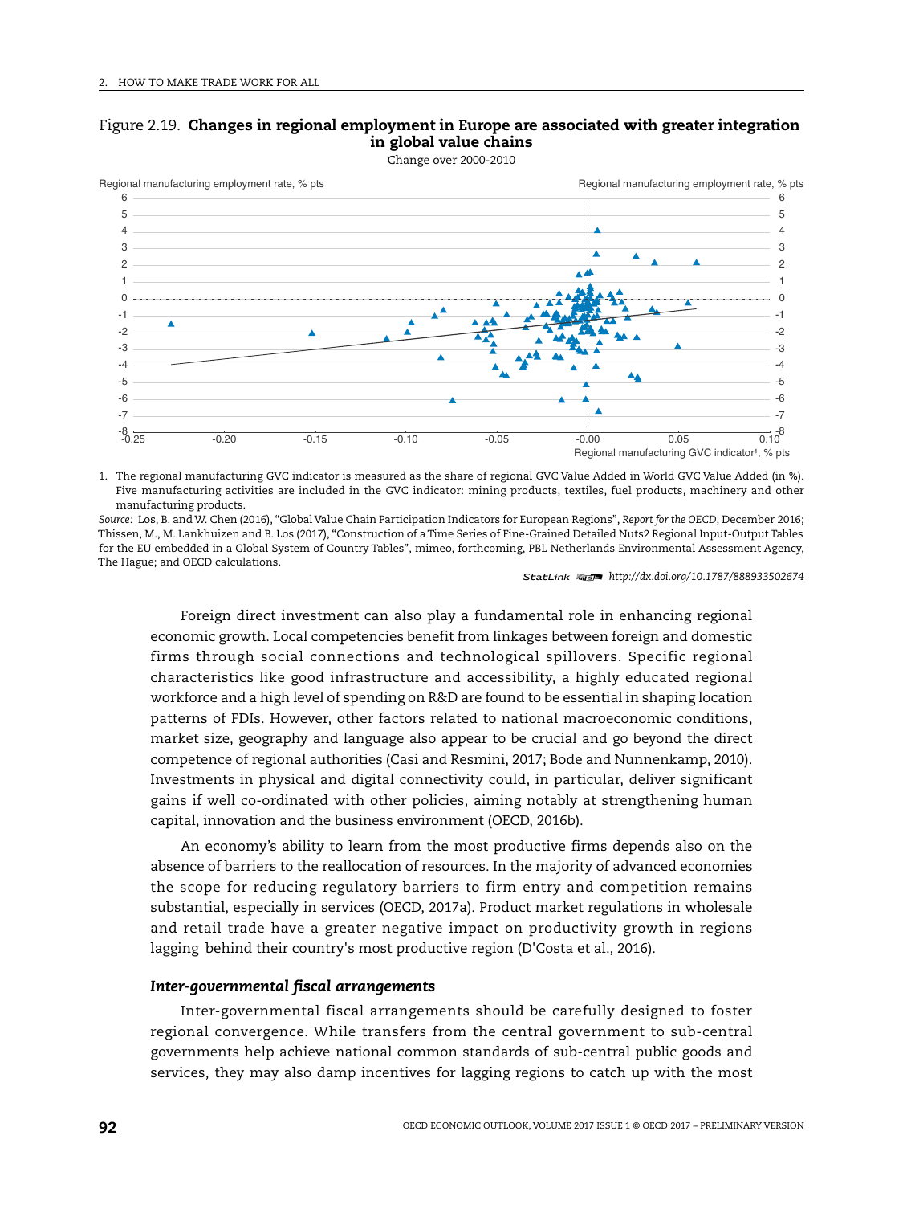Figure 2.19. **Changes in regional employment in Europe are associated with greater integration in global value chains**

Change over 2000-2010

1. The regional manufacturing GVC indicator is measured as the share of regional GVC Value Added in World GVC Value Added (in %). Five manufacturing activities are included in the GVC indicator: mining products, textiles, fuel products, machinery and other manufacturing products.

*Source:* Los, B. and W. Chen (2016), "Global Value Chain Participation Indicators for European Regions", *Report for the OECD*, December 2016; Thissen, M., M. Lankhuizen and B. Los (2017), "Construction of a Time Series of Fine-Grained Detailed Nuts2 Regional Input-Output Tables for the EU embedded in a Global System of Country Tables", mimeo, forthcoming, PBL Netherlands Environmental Assessment Agency, The Hague; and OECD calculations.

StatLink http://dx.doi.org/10.1787/888933502674

Foreign direct investment can also play a fundamental role in enhancing regional economic growth. Local competencies benefit from linkages between foreign and domestic firms through social connections and technological spillovers. Specific regional characteristics like good infrastructure and accessibility, a highly educated regional workforce and a high level of spending on R&D are found to be essential in shaping location patterns of FDIs. However, other factors related to national macroeconomic conditions, market size, geography and language also appear to be crucial and go beyond the direct competence of regional authorities (Casi and Resmini, 2017; Bode and Nunnenkamp, 2010). Investments in physical and digital connectivity could, in particular, deliver significant gains if well co-ordinated with other policies, aiming notably at strengthening human capital, innovation and the business environment (OECD, 2016b).

An economy's ability to learn from the most productive firms depends also on the absence of barriers to the reallocation of resources. In the majority of advanced economies the scope for reducing regulatory barriers to firm entry and competition remains substantial, especially in services (OECD, 2017a). Product market regulations in wholesale and retail trade have a greater negative impact on productivity growth in regions lagging behind their country's most productive region (D'Costa et al., 2016).

### *Inter-governmental fiscal arrangements*

Inter-governmental fiscal arrangements should be carefully designed to foster regional convergence. While transfers from the central government to sub-central governments help achieve national common standards of sub-central public goods and services, they may also damp incentives for lagging regions to catch up with the most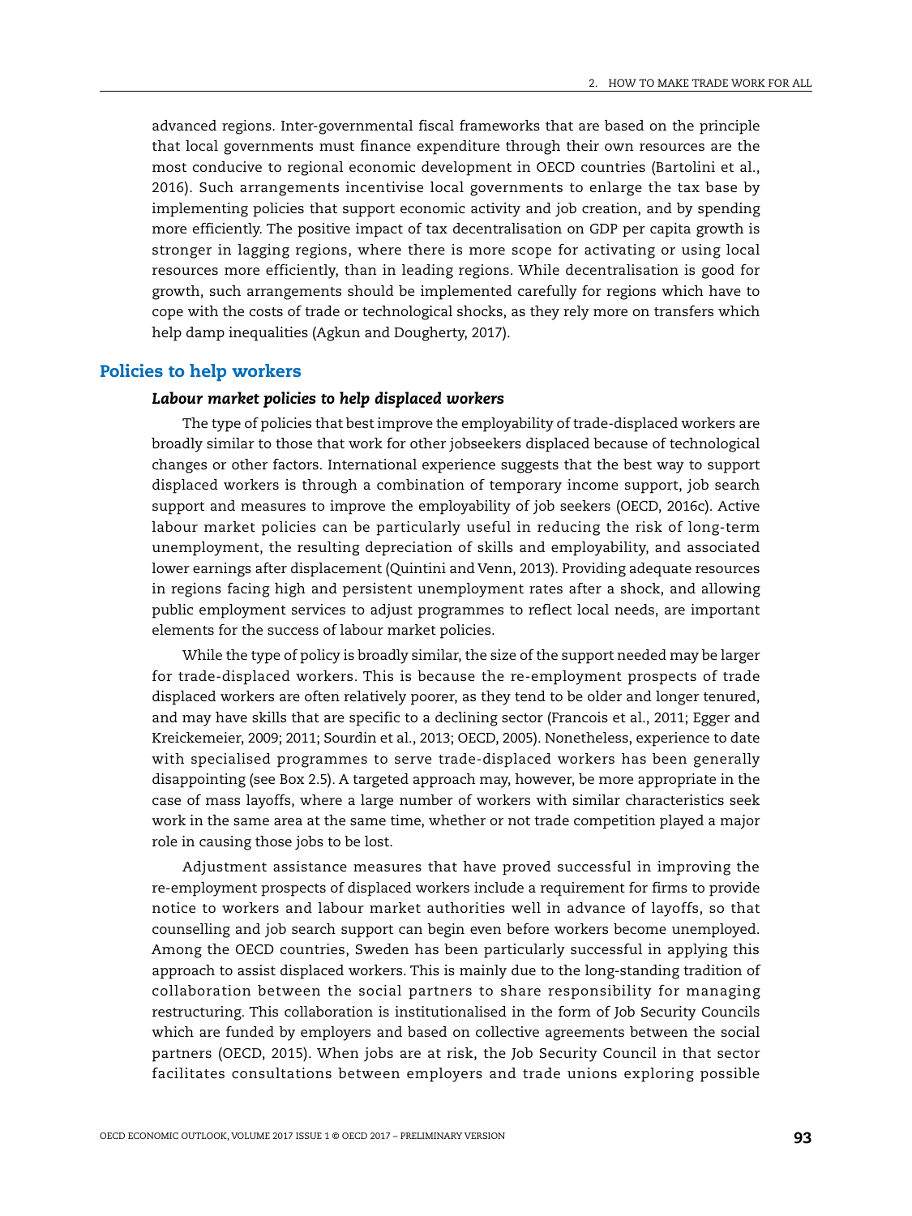advanced regions. Inter-governmental fiscal frameworks that are based on the principle that local governments must finance expenditure through their own resources are the most conducive to regional economic development in OECD countries (Bartolini et al., 2016). Such arrangements incentivise local governments to enlarge the tax base by implementing policies that support economic activity and job creation, and by spending more efficiently. The positive impact of tax decentralisation on GDP per capita growth is stronger in lagging regions, where there is more scope for activating or using local resources more efficiently, than in leading regions. While decentralisation is good for growth, such arrangements should be implemented carefully for regions which have to cope with the costs of trade or technological shocks, as they rely more on transfers which help damp inequalities (Agkun and Dougherty, 2017).

## Policies to help workers

### *Labour market policies to help displaced workers*

The type of policies that best improve the employability of trade-displaced workers are broadly similar to those that work for other jobseekers displaced because of technological changes or other factors. International experience suggests that the best way to support displaced workers is through a combination of temporary income support, job search support and measures to improve the employability of job seekers (OECD, 2016c). Active labour market policies can be particularly useful in reducing the risk of long-term unemployment, the resulting depreciation of skills and employability, and associated lower earnings after displacement (Quintini and Venn, 2013). Providing adequate resources in regions facing high and persistent unemployment rates after a shock, and allowing public employment services to adjust programmes to reflect local needs, are important elements for the success of labour market policies.

While the type of policy is broadly similar, the size of the support needed may be larger for trade-displaced workers. This is because the re-employment prospects of trade displaced workers are often relatively poorer, as they tend to be older and longer tenured, and may have skills that are specific to a declining sector (Francois et al., 2011; Egger and Kreickemeier, 2009; 2011; Sourdin et al., 2013; OECD, 2005). Nonetheless, experience to date with specialised programmes to serve trade-displaced workers has been generally disappointing (see Box 2.5). A targeted approach may, however, be more appropriate in the case of mass layoffs, where a large number of workers with similar characteristics seek work in the same area at the same time, whether or not trade competition played a major role in causing those jobs to be lost.

Adjustment assistance measures that have proved successful in improving the re-employment prospects of displaced workers include a requirement for firms to provide notice to workers and labour market authorities well in advance of layoffs, so that counselling and job search support can begin even before workers become unemployed. Among the OECD countries, Sweden has been particularly successful in applying this approach to assist displaced workers. This is mainly due to the long-standing tradition of collaboration between the social partners to share responsibility for managing restructuring. This collaboration is institutionalised in the form of Job Security Councils which are funded by employers and based on collective agreements between the social partners (OECD, 2015). When jobs are at risk, the Job Security Council in that sector facilitates consultations between employers and trade unions exploring possible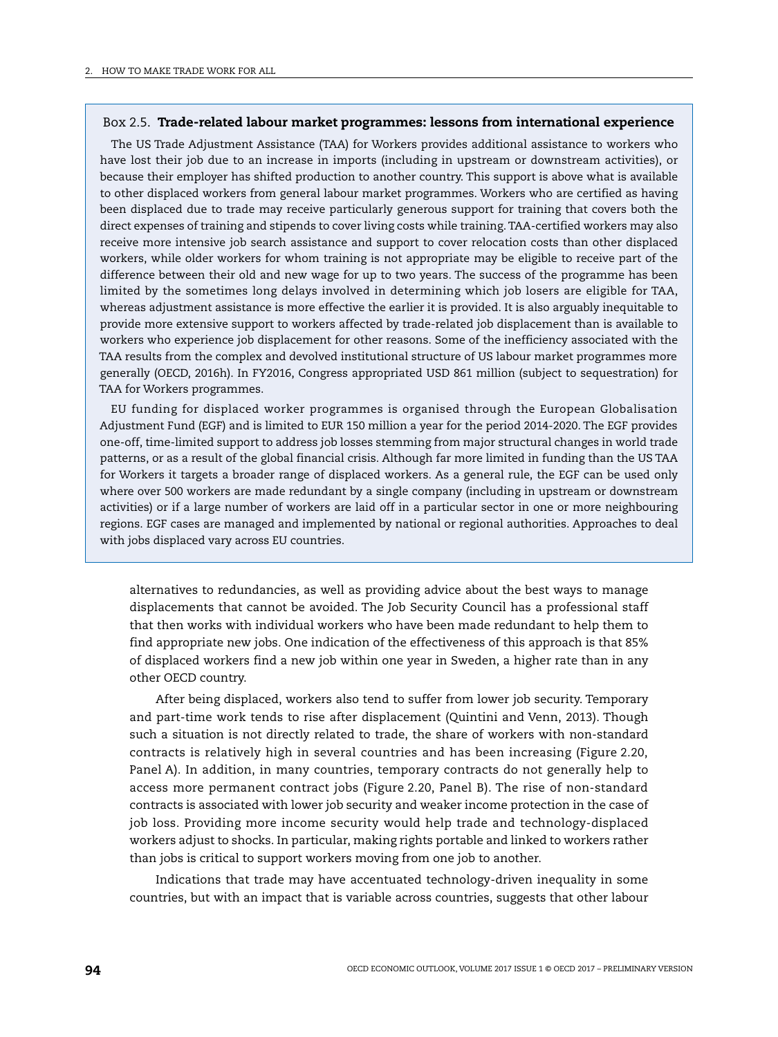### Box 2.5. **Trade-related labour market programmes: lessons from international experience**

The US Trade Adjustment Assistance (TAA) for Workers provides additional assistance to workers who have lost their job due to an increase in imports (including in upstream or downstream activities), or because their employer has shifted production to another country. This support is above what is available to other displaced workers from general labour market programmes. Workers who are certified as having been displaced due to trade may receive particularly generous support for training that covers both the direct expenses of training and stipends to cover living costs while training. TAA-certified workers may also receive more intensive job search assistance and support to cover relocation costs than other displaced workers, while older workers for whom training is not appropriate may be eligible to receive part of the difference between their old and new wage for up to two years. The success of the programme has been limited by the sometimes long delays involved in determining which job losers are eligible for TAA, whereas adjustment assistance is more effective the earlier it is provided. It is also arguably inequitable to provide more extensive support to workers affected by trade-related job displacement than is available to workers who experience job displacement for other reasons. Some of the inefficiency associated with the TAA results from the complex and devolved institutional structure of US labour market programmes more generally (OECD, 2016h). In FY2016, Congress appropriated USD 861 million (subject to sequestration) for TAA for Workers programmes.

EU funding for displaced worker programmes is organised through the European Globalisation Adjustment Fund (EGF) and is limited to EUR 150 million a year for the period 2014-2020. The EGF provides one-off, time-limited support to address job losses stemming from major structural changes in world trade patterns, or as a result of the global financial crisis. Although far more limited in funding than the US TAA for Workers it targets a broader range of displaced workers. As a general rule, the EGF can be used only where over 500 workers are made redundant by a single company (including in upstream or downstream activities) or if a large number of workers are laid off in a particular sector in one or more neighbouring regions. EGF cases are managed and implemented by national or regional authorities. Approaches to deal with jobs displaced vary across EU countries.

alternatives to redundancies, as well as providing advice about the best ways to manage displacements that cannot be avoided. The Job Security Council has a professional staff that then works with individual workers who have been made redundant to help them to find appropriate new jobs. One indication of the effectiveness of this approach is that 85% of displaced workers find a new job within one year in Sweden, a higher rate than in any other OECD country.

After being displaced, workers also tend to suffer from lower job security. Temporary and part-time work tends to rise after displacement (Quintini and Venn, 2013). Though such a situation is not directly related to trade, the share of workers with non-standard contracts is relatively high in several countries and has been increasing (Figure 2.20, Panel A). In addition, in many countries, temporary contracts do not generally help to access more permanent contract jobs (Figure 2.20, Panel B). The rise of non-standard contracts is associated with lower job security and weaker income protection in the case of job loss. Providing more income security would help trade and technology-displaced workers adjust to shocks. In particular, making rights portable and linked to workers rather than jobs is critical to support workers moving from one job to another.

Indications that trade may have accentuated technology-driven inequality in some countries, but with an impact that is variable across countries, suggests that other labour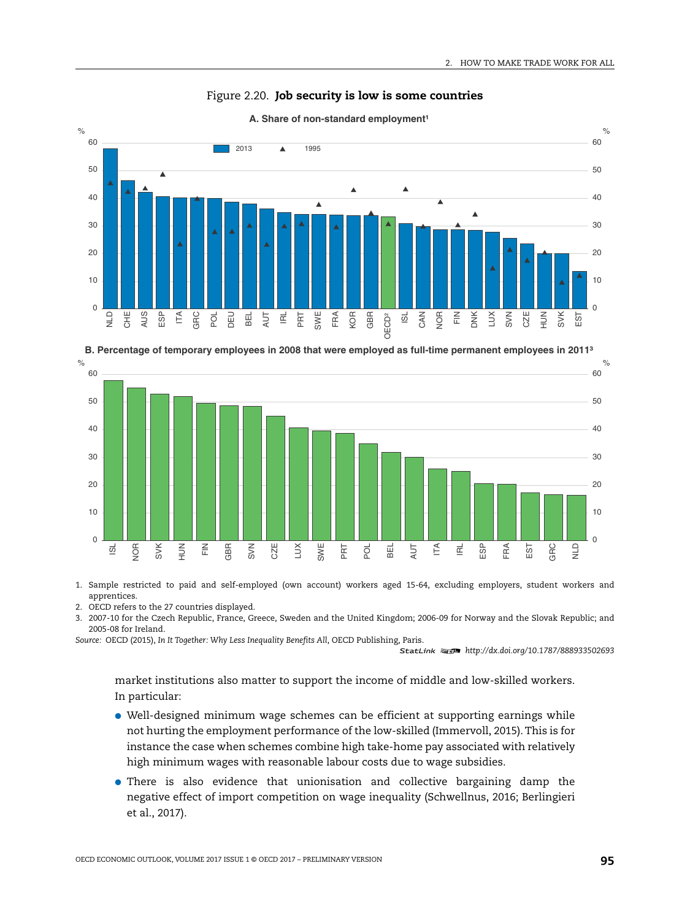Figure 2.20. **Job security is low is some countries**

A. Share of non-standard employment[1]

B. Percentage of temporary employees in 2008 that were employed as full-time permanent employees in 2011[3]

1. Sample restricted to paid and self-employed (own account) workers aged 15-64, excluding employers, student workers and apprentices.
2. OECD refers to the 27 countries displayed.
3. 2007-10 for the Czech Republic, France, Greece, Sweden and the United Kingdom; 2006-09 for Norway and the Slovak Republic; and 2005-08 for Ireland.

*Source:* OECD (2015), *In It Together: Why Less Inequality Benefits All*, OECD Publishing, Paris.

StatLink http://dx.doi.org/10.1787/888933502693

market institutions also matter to support the income of middle and low-skilled workers. In particular:

- Well-designed minimum wage schemes can be efficient at supporting earnings while not hurting the employment performance of the low-skilled (Immervoll, 2015). This is for instance the case when schemes combine high take-home pay associated with relatively high minimum wages with reasonable labour costs due to wage subsidies.
- There is also evidence that unionisation and collective bargaining damp the negative effect of import competition on wage inequality (Schwellnus, 2016; Berlingieri et al., 2017).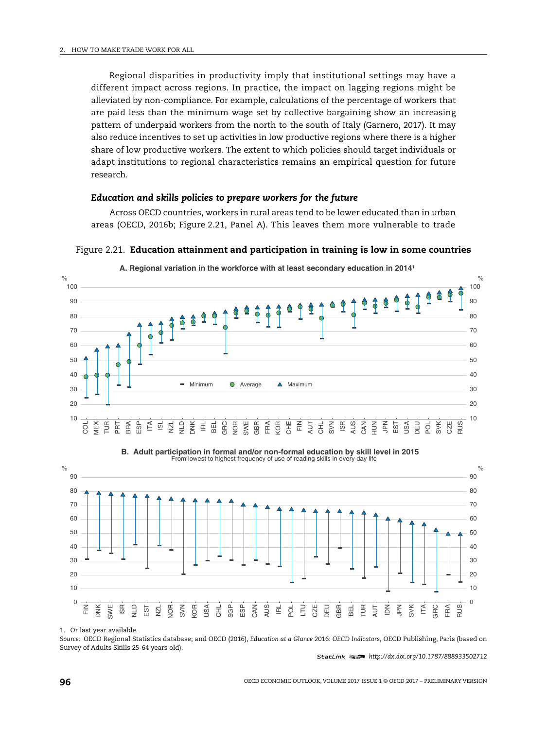Regional disparities in productivity imply that institutional settings may have a different impact across regions. In practice, the impact on lagging regions might be alleviated by non-compliance. For example, calculations of the percentage of workers that are paid less than the minimum wage set by collective bargaining show an increasing pattern of underpaid workers from the north to the south of Italy (Garnero, 2017). It may also reduce incentives to set up activities in low productive regions where there is a higher share of low productive workers. The extent to which policies should target individuals or adapt institutions to regional characteristics remains an empirical question for future research.

### *Education and skills policies to prepare workers for the future*

Across OECD countries, workers in rural areas tend to be lower educated than in urban areas (OECD, 2016b; Figure 2.21, Panel A). This leaves them more vulnerable to trade

Figure 2.21. **Education attainment and participation in training is low in some countries**

**A. Regional variation in the workforce with at least secondary education in 2014[1]**

**B. Adult participation in formal and/or non-formal education by skill level in 2015**

From lowest to highest frequency of use of reading skills in every day life

1. Or last year available.

*Source:* OECD Regional Statistics database; and OECD (2016), *Education at a Glance 2016: OECD Indicators*, OECD Publishing, Paris (based on Survey of Adults Skills 25-64 years old).

StatLink http://dx.doi.org/10.1787/888933502712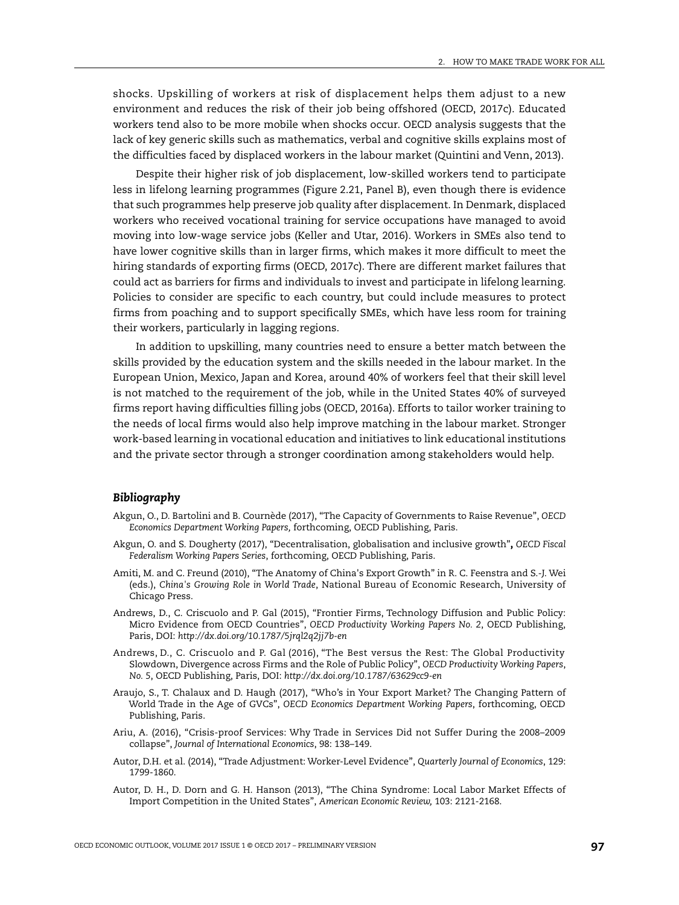shocks. Upskilling of workers at risk of displacement helps them adjust to a new environment and reduces the risk of their job being offshored (OECD, 2017c). Educated workers tend also to be more mobile when shocks occur. OECD analysis suggests that the lack of key generic skills such as mathematics, verbal and cognitive skills explains most of the difficulties faced by displaced workers in the labour market (Quintini and Venn, 2013).

Despite their higher risk of job displacement, low-skilled workers tend to participate less in lifelong learning programmes (Figure 2.21, Panel B), even though there is evidence that such programmes help preserve job quality after displacement. In Denmark, displaced workers who received vocational training for service occupations have managed to avoid moving into low-wage service jobs (Keller and Utar, 2016). Workers in SMEs also tend to have lower cognitive skills than in larger firms, which makes it more difficult to meet the hiring standards of exporting firms (OECD, 2017c). There are different market failures that could act as barriers for firms and individuals to invest and participate in lifelong learning. Policies to consider are specific to each country, but could include measures to protect firms from poaching and to support specifically SMEs, which have less room for training their workers, particularly in lagging regions.

In addition to upskilling, many countries need to ensure a better match between the skills provided by the education system and the skills needed in the labour market. In the European Union, Mexico, Japan and Korea, around 40% of workers feel that their skill level is not matched to the requirement of the job, while in the United States 40% of surveyed firms report having difficulties filling jobs (OECD, 2016a). Efforts to tailor worker training to the needs of local firms would also help improve matching in the labour market. Stronger work-based learning in vocational education and initiatives to link educational institutions and the private sector through a stronger coordination among stakeholders would help.

### *Bibliography*

Akgun, O., D. Bartolini and B. Cournède (2017), "The Capacity of Governments to Raise Revenue", *OECD Economics Department Working Papers,* forthcoming, OECD Publishing, Paris.

Akgun, O. and S. Dougherty (2017), "Decentralisation, globalisation and inclusive growth", *OECD Fiscal Federalism Working Papers Series*, forthcoming, OECD Publishing, Paris.

Amiti, M. and C. Freund (2010), "The Anatomy of China's Export Growth" in R. C. Feenstra and S.-J. Wei (eds.), *China's Growing Role in World Trade*, National Bureau of Economic Research, University of Chicago Press.

Andrews, D., C. Criscuolo and P. Gal (2015), "Frontier Firms, Technology Diffusion and Public Policy: Micro Evidence from OECD Countries", *OECD Productivity Working Papers No. 2*, OECD Publishing, Paris, DOI: *http://dx.doi.org/10.1787/5jrql2q2jj7b-en*

Andrews, D., C. Criscuolo and P. Gal (2016), "The Best versus the Rest: The Global Productivity Slowdown, Divergence across Firms and the Role of Public Policy", *OECD Productivity Working Papers*, *No. 5*, OECD Publishing, Paris, DOI: *http://dx.doi.org/10.1787/63629cc9-en*

Araujo, S., T. Chalaux and D. Haugh (2017), "Who's in Your Export Market? The Changing Pattern of World Trade in the Age of GVCs", *OECD Economics Department Working Papers*, forthcoming, OECD Publishing, Paris.

Ariu, A. (2016), "Crisis-proof Services: Why Trade in Services Did not Suffer During the 2008–2009 collapse", *Journal of International Economics*, 98: 138–149.

Autor, D.H. et al. (2014), "Trade Adjustment: Worker-Level Evidence", *Quarterly Journal of Economics*, 129: 1799-1860.

Autor, D. H., D. Dorn and G. H. Hanson (2013), "The China Syndrome: Local Labor Market Effects of Import Competition in the United States", *American Economic Review,* 103: 2121-2168.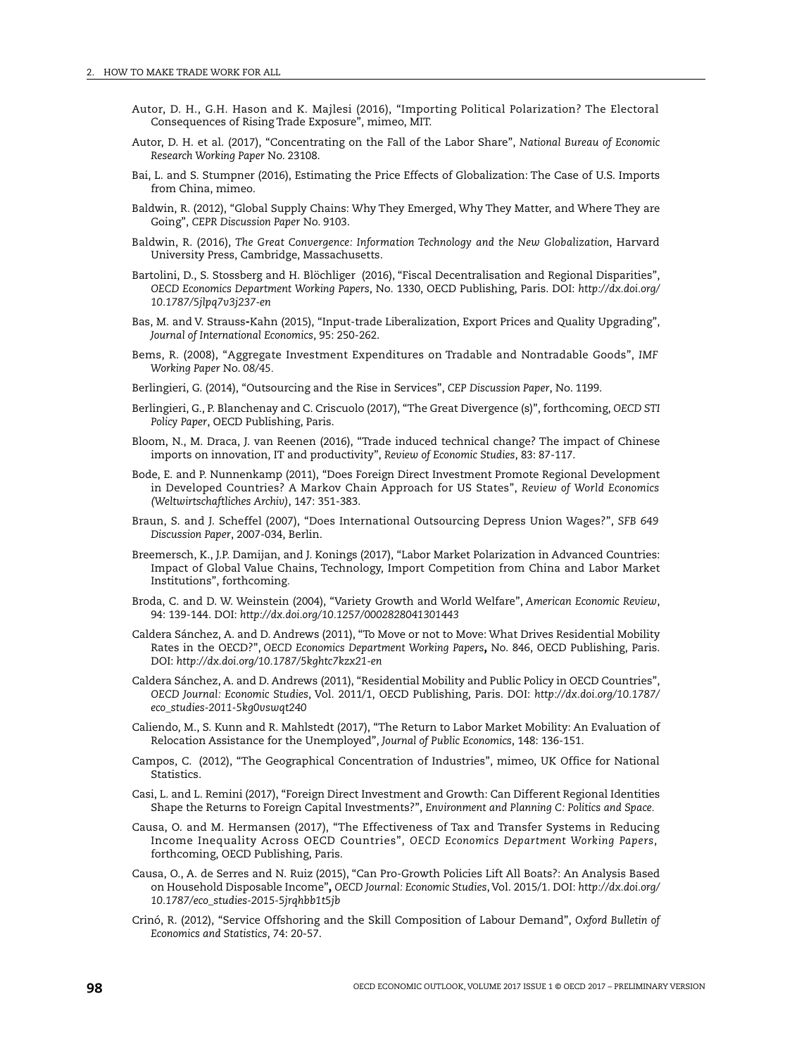Autor, D. H., G.H. Hason and K. Majlesi (2016), "Importing Political Polarization? The Electoral Consequences of Rising Trade Exposure", mimeo, MIT.

Autor, D. H. et al. (2017), "Concentrating on the Fall of the Labor Share", *National Bureau of Economic Research Working Paper* No. 23108.

Bai, L. and S. Stumpner (2016), Estimating the Price Effects of Globalization: The Case of U.S. Imports from China, mimeo.

Baldwin, R. (2012), "Global Supply Chains: Why They Emerged, Why They Matter, and Where They are Going", *CEPR Discussion Paper* No. 9103.

Baldwin, R. (2016), *The Great Convergence: Information Technology and the New Globalization*, Harvard University Press, Cambridge, Massachusetts.

Bartolini, D., S. Stossberg and H. Blöchliger (2016), "Fiscal Decentralisation and Regional Disparities", *OECD Economics Department Working Papers*, No. 1330, OECD Publishing, Paris. DOI: *http://dx.doi.org/10.1787/5jlpq7v3j237-en*

Bas, M. and V. Strauss-Kahn (2015), "Input-trade Liberalization, Export Prices and Quality Upgrading", *Journal of International Economics*, 95: 250-262.

Bems, R. (2008), "Aggregate Investment Expenditures on Tradable and Nontradable Goods", *IMF Working Paper* No. 08/45.

Berlingieri, G. (2014), "Outsourcing and the Rise in Services", *CEP Discussion Paper*, No. 1199.

Berlingieri, G., P. Blanchenay and C. Criscuolo (2017), "The Great Divergence (s)", forthcoming, *OECD STI Policy Paper*, OECD Publishing, Paris.

Bloom, N., M. Draca, J. van Reenen (2016), "Trade induced technical change? The impact of Chinese imports on innovation, IT and productivity", *Review of Economic Studies*, 83: 87-117.

Bode, E. and P. Nunnenkamp (2011), "Does Foreign Direct Investment Promote Regional Development in Developed Countries? A Markov Chain Approach for US States", *Review of World Economics (Weltwirtschaftliches Archiv)*, 147: 351-383.

Braun, S. and J. Scheffel (2007), "Does International Outsourcing Depress Union Wages?", *SFB 649 Discussion Paper*, 2007-034, Berlin.

Breemersch, K., J.P. Damijan, and J. Konings (2017), "Labor Market Polarization in Advanced Countries: Impact of Global Value Chains, Technology, Import Competition from China and Labor Market Institutions", forthcoming.

Broda, C. and D. W. Weinstein (2004), "Variety Growth and World Welfare", *American Economic Review*, 94: 139-144. DOI: *http://dx.doi.org/10.1257/0002828041301443*

Caldera Sánchez, A. and D. Andrews (2011), "To Move or not to Move: What Drives Residential Mobility Rates in the OECD?", *OECD Economics Department Working Papers*, No. 846, OECD Publishing, Paris. DOI: *http://dx.doi.org/10.1787/5kghtc7kzx21-en*

Caldera Sánchez, A. and D. Andrews (2011), "Residential Mobility and Public Policy in OECD Countries", *OECD Journal: Economic Studies*, Vol. 2011/1, OECD Publishing, Paris. DOI: *http://dx.doi.org/10.1787/eco_studies-2011-5kg0vswqt240*

Caliendo, M., S. Kunn and R. Mahlstedt (2017), "The Return to Labor Market Mobility: An Evaluation of Relocation Assistance for the Unemployed", *Journal of Public Economics*, 148: 136-151.

Campos, C. (2012), "The Geographical Concentration of Industries", mimeo, UK Office for National Statistics.

Casi, L. and L. Remini (2017), "Foreign Direct Investment and Growth: Can Different Regional Identities Shape the Returns to Foreign Capital Investments?", *Environment and Planning C: Politics and Space.*

Causa, O. and M. Hermansen (2017), "The Effectiveness of Tax and Transfer Systems in Reducing Income Inequality Across OECD Countries", *OECD Economics Department Working Papers*, forthcoming, OECD Publishing, Paris.

Causa, O., A. de Serres and N. Ruiz (2015), "Can Pro-Growth Policies Lift All Boats?: An Analysis Based on Household Disposable Income", *OECD Journal: Economic Studies*, Vol. 2015/1. DOI: *http://dx.doi.org/10.1787/eco_studies-2015-5jrqhbb1t5jb*

Crinó, R. (2012), "Service Offshoring and the Skill Composition of Labour Demand", *Oxford Bulletin of Economics and Statistics*, 74: 20-57.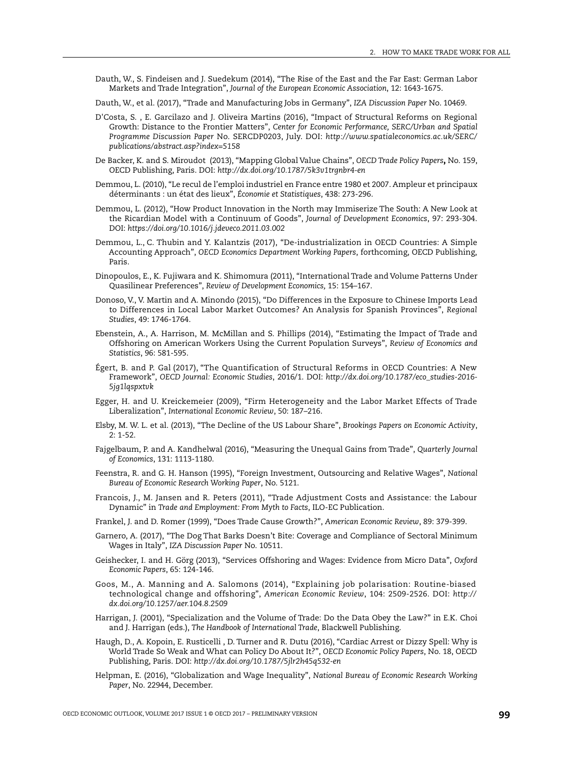Dauth, W., S. Findeisen and J. Suedekum (2014), "The Rise of the East and the Far East: German Labor Markets and Trade Integration", *Journal of the European Economic Association*, 12: 1643-1675.

Dauth, W., et al. (2017), "Trade and Manufacturing Jobs in Germany", *IZA Discussion Paper* No. 10469.

D'Costa, S. , E. Garcilazo and J. Oliveira Martins (2016), "Impact of Structural Reforms on Regional Growth: Distance to the Frontier Matters", *Center for Economic Performance, SERC/Urban and Spatial Programme Discussion Paper* No. SERCDP0203, July. DOI: *http://www.spatialeconomics.ac.uk/SERC/publications/abstract.asp?index=5158*

De Backer, K. and S. Miroudot (2013), "Mapping Global Value Chains", *OECD Trade Policy Papers***,** No. 159, OECD Publishing, Paris. DOI: *http://dx.doi.org/10.1787/5k3v1trgnbr4-en*

Demmou, L. (2010), "Le recul de l'emploi industriel en France entre 1980 et 2007. Ampleur et principaux déterminants : un état des lieux", *Économie et Statistiques*, 438: 273-296.

Demmou, L. (2012), "How Product Innovation in the North may Immiserize The South: A New Look at the Ricardian Model with a Continuum of Goods", *Journal of Development Economics*, 97: 293-304. DOI: *https://doi.org/10.1016/j.jdeveco.2011.03.002*

Demmou, L., C. Thubin and Y. Kalantzis (2017), "De-industrialization in OECD Countries: A Simple Accounting Approach", *OECD Economics Department Working Papers*, forthcoming, OECD Publishing, Paris.

Dinopoulos, E., K. Fujiwara and K. Shimomura (2011), "International Trade and Volume Patterns Under Quasilinear Preferences", *Review of Development Economics,* 15: 154–167.

Donoso, V., V. Martin and A. Minondo (2015), "Do Differences in the Exposure to Chinese Imports Lead to Differences in Local Labor Market Outcomes? An Analysis for Spanish Provinces", *Regional Studies*, 49: 1746-1764.

Ebenstein, A., A. Harrison, M. McMillan and S. Phillips (2014), "Estimating the Impact of Trade and Offshoring on American Workers Using the Current Population Surveys", *Review of Economics and Statistics*, 96: 581-595.

Égert, B. and P. Gal (2017), "The Quantification of Structural Reforms in OECD Countries: A New Framework", *OECD Journal: Economic Studies*, 2016/1. DOI: *http://dx.doi.org/10.1787/eco_studies-2016-5jg1lqspxtvk*

Egger, H. and U. Kreickemeier (2009), "Firm Heterogeneity and the Labor Market Effects of Trade Liberalization", *International Economic Review*, 50: 187–216.

Elsby, M. W. L. et al. (2013), "The Decline of the US Labour Share", *Brookings Papers on Economic Activity*, 2: 1-52.

Fajgelbaum, P. and A. Kandhelwal (2016), "Measuring the Unequal Gains from Trade", *Quarterly Journal of Economics*, 131: 1113-1180.

Feenstra, R. and G. H. Hanson (1995), "Foreign Investment, Outsourcing and Relative Wages", *National Bureau of Economic Research Working Paper*, No. 5121.

Francois, J., M. Jansen and R. Peters (2011), "Trade Adjustment Costs and Assistance: the Labour Dynamic" in *Trade and Employment: From Myth to Facts*, ILO-EC Publication.

Frankel, J. and D. Romer (1999), "Does Trade Cause Growth?", *American Economic Review*, 89: 379-399.

Garnero, A. (2017), "The Dog That Barks Doesn't Bite: Coverage and Compliance of Sectoral Minimum Wages in Italy", *IZA Discussion Paper* No. 10511.

Geishecker, I. and H. Görg (2013), "Services Offshoring and Wages: Evidence from Micro Data", *Oxford Economic Papers*, 65: 124-146.

Goos, M., A. Manning and A. Salomons (2014), "Explaining job polarisation: Routine-biased technological change and offshoring", *American Economic Review*, 104: 2509-2526. DOI: *http://dx.doi.org/10.1257/aer.104.8.2509*

Harrigan, J. (2001), "Specialization and the Volume of Trade: Do the Data Obey the Law?" in E.K. Choi and J. Harrigan (eds.), *The Handbook of International Trade*, Blackwell Publishing.

Haugh, D., A. Kopoin, E. Rusticelli , D. Turner and R. Dutu (2016), "Cardiac Arrest or Dizzy Spell: Why is World Trade So Weak and What can Policy Do About It?", *OECD Economic Policy Papers*, No. 18, OECD Publishing, Paris. DOI: *http://dx.doi.org/10.1787/5jlr2h45q532-en*

Helpman, E. (2016), "Globalization and Wage Inequality", *National Bureau of Economic Research Working Paper*, No. 22944, December.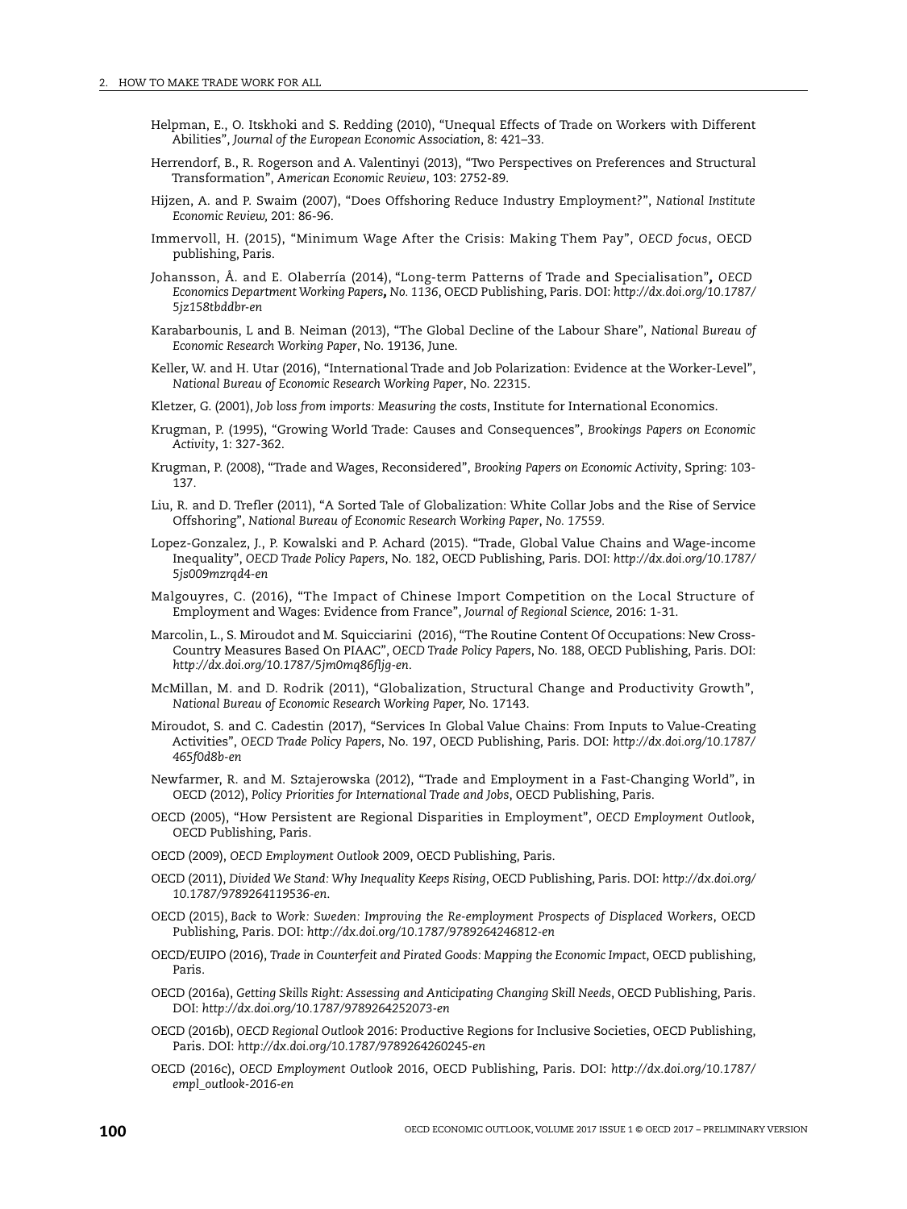Helpman, E., O. Itskhoki and S. Redding (2010), "Unequal Effects of Trade on Workers with Different Abilities", *Journal of the European Economic Association*, 8: 421–33.

Herrendorf, B., R. Rogerson and A. Valentinyi (2013), "Two Perspectives on Preferences and Structural Transformation", *American Economic Review*, 103: 2752-89.

Hijzen, A. and P. Swaim (2007), "Does Offshoring Reduce Industry Employment?", *National Institute Economic Review,* 201: 86-96.

Immervoll, H. (2015), "Minimum Wage After the Crisis: Making Them Pay", *OECD focus*, OECD publishing, Paris.

Johansson, Å. and E. Olaberría (2014), "Long-term Patterns of Trade and Specialisation", *OECD Economics Department Working Papers, No. 1136*, OECD Publishing, Paris. DOI: *http://dx.doi.org/10.1787/5jz158tbddbr-en*

Karabarbounis, L and B. Neiman (2013), "The Global Decline of the Labour Share", *National Bureau of Economic Research Working Paper*, No. 19136, June.

Keller, W. and H. Utar (2016), "International Trade and Job Polarization: Evidence at the Worker-Level", *National Bureau of Economic Research Working Paper*, No. 22315.

Kletzer, G. (2001), *Job loss from imports: Measuring the costs*, Institute for International Economics.

Krugman, P. (1995), "Growing World Trade: Causes and Consequences", *Brookings Papers on Economic Activity*, 1: 327-362.

Krugman, P. (2008), "Trade and Wages, Reconsidered", *Brooking Papers on Economic Activity*, Spring: 103-137.

Liu, R. and D. Trefler (2011), "A Sorted Tale of Globalization: White Collar Jobs and the Rise of Service Offshoring", *National Bureau of Economic Research Working Paper*, *No. 17559*.

Lopez-Gonzalez, J., P. Kowalski and P. Achard (2015). "Trade, Global Value Chains and Wage-income Inequality", *OECD Trade Policy Papers*, No. 182, OECD Publishing, Paris. DOI: *http://dx.doi.org/10.1787/5js009mzrqd4-en*

Malgouyres, C. (2016), "The Impact of Chinese Import Competition on the Local Structure of Employment and Wages: Evidence from France", *Journal of Regional Science,* 2016: 1-31.

Marcolin, L., S. Miroudot and M. Squicciarini (2016), "The Routine Content Of Occupations: New Cross-Country Measures Based On PIAAC", *OECD Trade Policy Papers*, No. 188, OECD Publishing, Paris. DOI: *http://dx.doi.org/10.1787/5jm0mq86fljg-en*.

McMillan, M. and D. Rodrik (2011), "Globalization, Structural Change and Productivity Growth", *National Bureau of Economic Research Working Paper*, No. 17143.

Miroudot, S. and C. Cadestin (2017), "Services In Global Value Chains: From Inputs to Value-Creating Activities", *OECD Trade Policy Papers*, No. 197, OECD Publishing, Paris. DOI: *http://dx.doi.org/10.1787/465f0d8b-en*

Newfarmer, R. and M. Sztajerowska (2012), "Trade and Employment in a Fast-Changing World", in OECD (2012), *Policy Priorities for International Trade and Jobs*, OECD Publishing, Paris.

OECD (2005), "How Persistent are Regional Disparities in Employment", *OECD Employment Outlook*, OECD Publishing, Paris.

OECD (2009), *OECD Employment Outlook* 2009, OECD Publishing, Paris.

OECD (2011), *Divided We Stand: Why Inequality Keeps Rising*, OECD Publishing, Paris. DOI: *http://dx.doi.org/10.1787/9789264119536-en.*

OECD (2015), *Back to Work: Sweden: Improving the Re-employment Prospects of Displaced Workers*, OECD Publishing, Paris. DOI: *http://dx.doi.org/10.1787/9789264246812-en*

OECD/EUIPO (2016), *Trade in Counterfeit and Pirated Goods: Mapping the Economic Impact*, OECD publishing, Paris.

OECD (2016a), *Getting Skills Right: Assessing and Anticipating Changing Skill Needs*, OECD Publishing, Paris. DOI: *http://dx.doi.org/10.1787/9789264252073-en*

OECD (2016b), *OECD Regional Outlook* 2016: Productive Regions for Inclusive Societies, OECD Publishing, Paris. DOI: *http://dx.doi.org/10.1787/9789264260245-en*

OECD (2016c), *OECD Employment Outlook* 2016, OECD Publishing, Paris. DOI: *http://dx.doi.org/10.1787/empl_outlook-2016-en*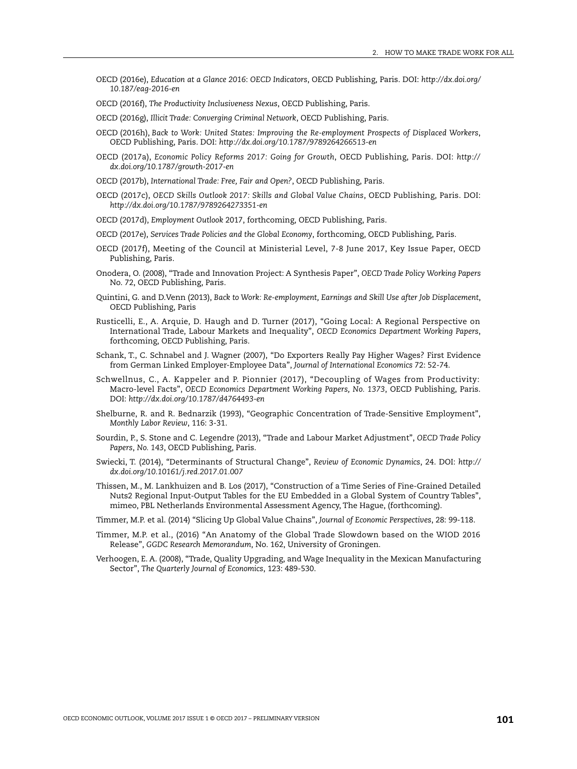OECD (2016e), *Education at a Glance 2016: OECD Indicators*, OECD Publishing, Paris. DOI: *http://dx.doi.org/10.187/eag-2016-en*

OECD (2016f), *The Productivity Inclusiveness Nexus*, OECD Publishing, Paris.

OECD (2016g), *Illicit Trade: Converging Criminal Network*, OECD Publishing, Paris.

OECD (2016h), *Back to Work: United States: Improving the Re-employment Prospects of Displaced Workers*, OECD Publishing, Paris. DOI: *http://dx.doi.org/10.1787/9789264266513-en*

OECD (2017a), *Economic Policy Reforms 2017: Going for Growth*, OECD Publishing, Paris. DOI: *http://dx.doi.org/10.1787/growth-2017-en*

OECD (2017b), *International Trade: Free, Fair and Open?*, OECD Publishing, Paris.

OECD (2017c), *OECD Skills Outlook 2017: Skills and Global Value Chains*, OECD Publishing, Paris. DOI: *http://dx.doi.org/10.1787/9789264273351-en*

OECD (2017d), *Employment Outlook* 2017, forthcoming, OECD Publishing, Paris.

OECD (2017e), *Services Trade Policies and the Global Economy*, forthcoming, OECD Publishing, Paris.

OECD (2017f), Meeting of the Council at Ministerial Level, 7-8 June 2017, Key Issue Paper, OECD Publishing, Paris.

Onodera, O. (2008), "Trade and Innovation Project: A Synthesis Paper", *OECD Trade Policy Working Papers* No. 72, OECD Publishing, Paris.

Quintini, G. and D.Venn (2013), *Back to Work: Re-employment, Earnings and Skill Use after Job Displacement*, OECD Publishing, Paris

Rusticelli, E., A. Arquie, D. Haugh and D. Turner (2017), "Going Local: A Regional Perspective on International Trade, Labour Markets and Inequality", *OECD Economics Department Working Papers*, forthcoming, OECD Publishing, Paris.

Schank, T., C. Schnabel and J. Wagner (2007), "Do Exporters Really Pay Higher Wages? First Evidence from German Linked Employer-Employee Data", *Journal of International Economics* 72: 52-74.

Schwellnus, C., A. Kappeler and P. Pionnier (2017), "Decoupling of Wages from Productivity: Macro-level Facts", *OECD Economics Department Working Papers, No. 1373*, OECD Publishing, Paris. DOI: *http://dx.doi.org/10.1787/d4764493-en*

Shelburne, R. and R. Bednarzik (1993), "Geographic Concentration of Trade-Sensitive Employment", *Monthly Labor Review*, 116: 3-31.

Sourdin, P., S. Stone and C. Legendre (2013), "Trade and Labour Market Adjustment", *OECD Trade Policy Papers*, *No. 143*, OECD Publishing, Paris.

Swiecki, T. (2014), "Determinants of Structural Change", *Review of Economic Dynamics*, 24. DOI: *http://dx.doi.org/10.10161/j.red.2017.01.007*

Thissen, M., M. Lankhuizen and B. Los (2017), "Construction of a Time Series of Fine-Grained Detailed Nuts2 Regional Input-Output Tables for the EU Embedded in a Global System of Country Tables", mimeo, PBL Netherlands Environmental Assessment Agency, The Hague, (forthcoming).

Timmer, M.P. et al. (2014) "Slicing Up Global Value Chains", *Journal of Economic Perspectives*, 28: 99-118.

Timmer, M.P. et al., (2016) "An Anatomy of the Global Trade Slowdown based on the WIOD 2016 Release", *GGDC Research Memorandum*, No. 162, University of Groningen.

Verhoogen, E. A. (2008), "Trade, Quality Upgrading, and Wage Inequality in the Mexican Manufacturing Sector", *The Quarterly Journal of Economics*, 123: 489-530.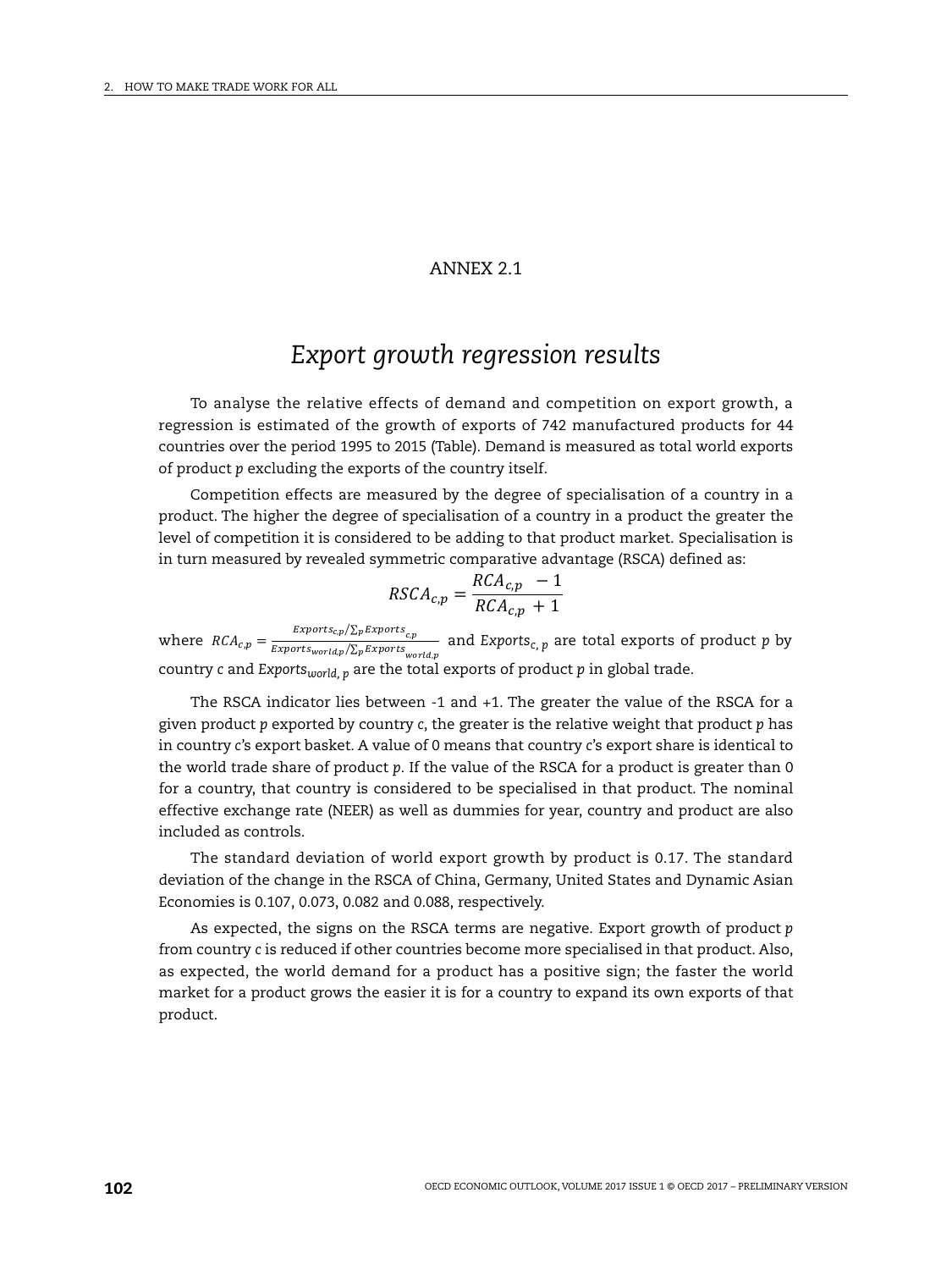## ANNEX 2.1

# *Export growth regression results*

To analyse the relative effects of demand and competition on export growth, a regression is estimated of the growth of exports of 742 manufactured products for 44 countries over the period 1995 to 2015 (Table). Demand is measured as total world exports of product *p* excluding the exports of the country itself.

Competition effects are measured by the degree of specialisation of a country in a product. The higher the degree of specialisation of a country in a product the greater the level of competition it is considered to be adding to that product market. Specialisation is in turn measured by revealed symmetric comparative advantage (RSCA) defined as:

$$RSCA_{c,p} = \frac{RCA_{c,p} \ - 1}{RCA_{c,p} \ + 1}$$

where $RCA_{c,p} = \frac{Exports_{c,p}/\sum_p Exports_{c,p}}{Exports_{world,p}/\sum_p Exports_{world,p}}$ and $Exports_{c,\,p}$ are total exports of product *p* by country *c* and $Exports_{world,\,p}$ are the total exports of product *p* in global trade.

The RSCA indicator lies between -1 and +1. The greater the value of the RSCA for a given product *p* exported by country *c*, the greater is the relative weight that product *p* has in country *c*'s export basket. A value of 0 means that country *c*'s export share is identical to the world trade share of product *p*. If the value of the RSCA for a product is greater than 0 for a country, that country is considered to be specialised in that product. The nominal effective exchange rate (NEER) as well as dummies for year, country and product are also included as controls.

The standard deviation of world export growth by product is 0.17. The standard deviation of the change in the RSCA of China, Germany, United States and Dynamic Asian Economies is 0.107, 0.073, 0.082 and 0.088, respectively.

As expected, the signs on the RSCA terms are negative. Export growth of product *p* from country *c* is reduced if other countries become more specialised in that product. Also, as expected, the world demand for a product has a positive sign; the faster the world market for a product grows the easier it is for a country to expand its own exports of that product.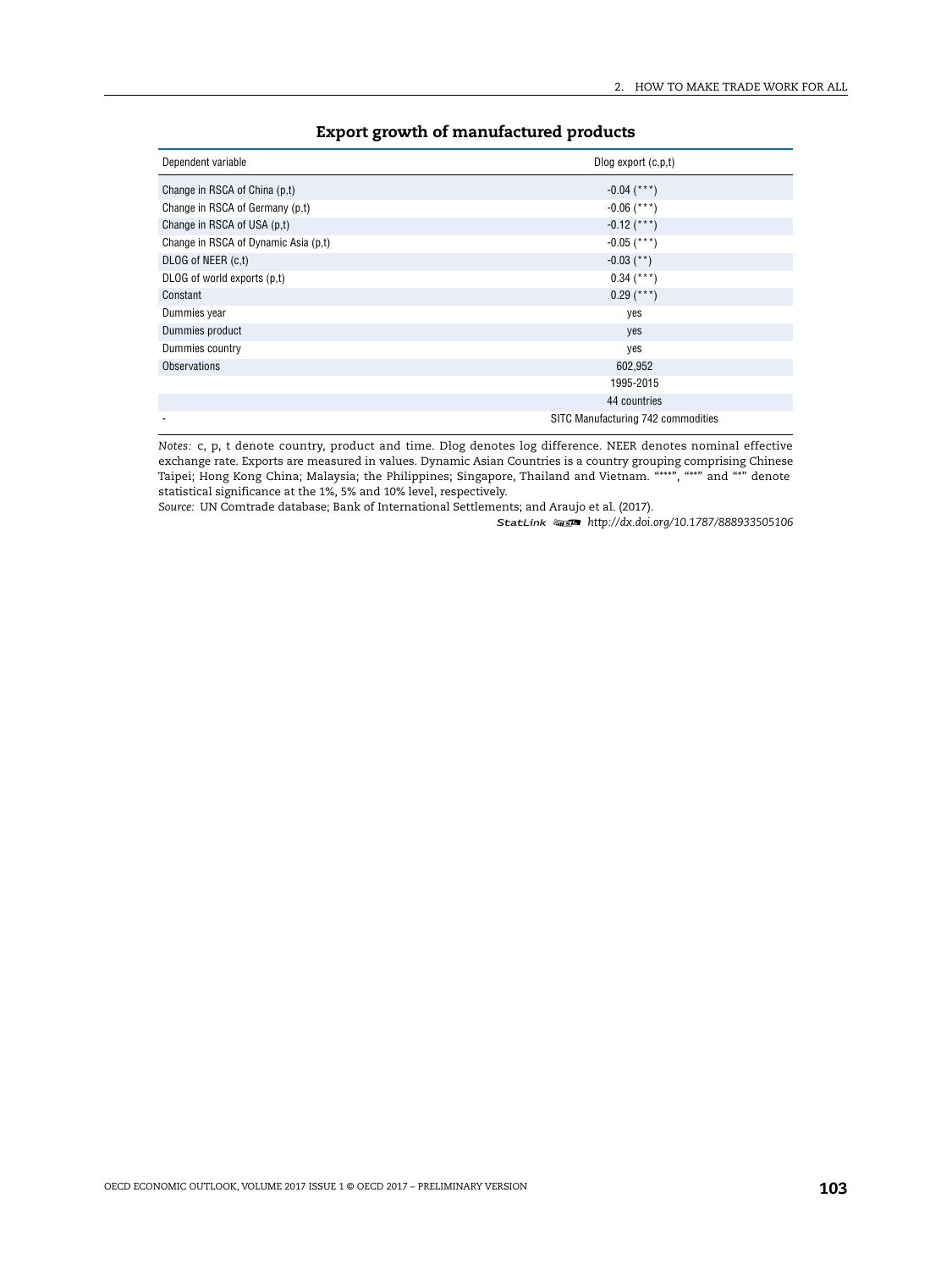**Export growth of manufactured products**

| Dependent variable | Dlog export (c,p,t) |
|---|---|
| Change in RSCA of China (p,t) | -0.04 (***) |
| Change in RSCA of Germany (p,t) | -0.06 (***) |
| Change in RSCA of USA (p,t) | -0.12 (***) |
| Change in RSCA of Dynamic Asia (p,t) | -0.05 (***) |
| DLOG of NEER (c,t) | -0.03 (**) |
| DLOG of world exports (p,t) | 0.34 (***) |
| Constant | 0.29 (***) |
| Dummies year | yes |
| Dummies product | yes |
| Dummies country | yes |
| Observations | 602,952 |
| | 1995-2015 |
| | 44 countries |
| - | SITC Manufacturing 742 commodities |

*Notes:* c, p, t denote country, product and time. Dlog denotes log difference. NEER denotes nominal effective exchange rate. Exports are measured in values. Dynamic Asian Countries is a country grouping comprising Chinese Taipei; Hong Kong China; Malaysia; the Philippines; Singapore, Thailand and Vietnam. "***", "**" and "*" denote statistical significance at the 1%, 5% and 10% level, respectively.

*Source:* UN Comtrade database; Bank of International Settlements; and Araujo et al. (2017).

StatLink http://dx.doi.org/10.1787/888933505106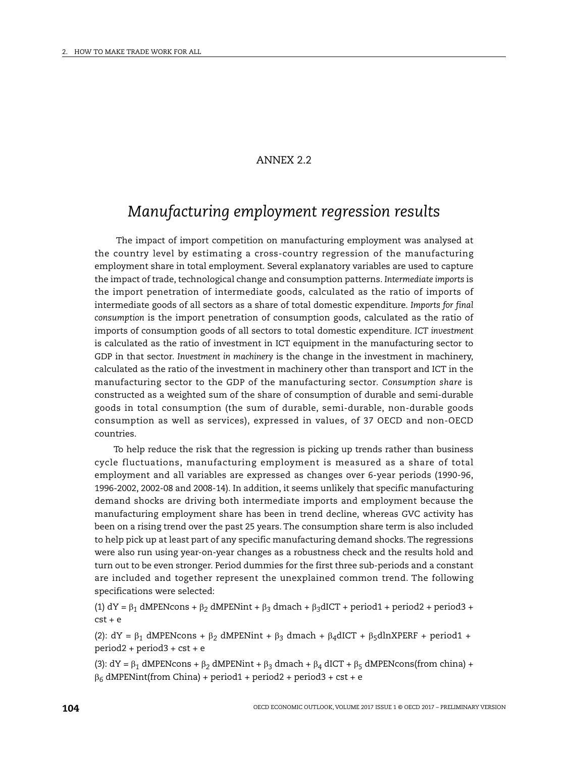# ANNEX 2.2

## *Manufacturing employment regression results*

The impact of import competition on manufacturing employment was analysed at the country level by estimating a cross-country regression of the manufacturing employment share in total employment. Several explanatory variables are used to capture the impact of trade, technological change and consumption patterns. *Intermediate imports* is the import penetration of intermediate goods, calculated as the ratio of imports of intermediate goods of all sectors as a share of total domestic expenditure. *Imports for final consumption* is the import penetration of consumption goods, calculated as the ratio of imports of consumption goods of all sectors to total domestic expenditure. *ICT investment* is calculated as the ratio of investment in ICT equipment in the manufacturing sector to GDP in that sector. *Investment in machinery* is the change in the investment in machinery, calculated as the ratio of the investment in machinery other than transport and ICT in the manufacturing sector to the GDP of the manufacturing sector. *Consumption share* is constructed as a weighted sum of the share of consumption of durable and semi-durable goods in total consumption (the sum of durable, semi-durable, non-durable goods consumption as well as services), expressed in values, of 37 OECD and non-OECD countries.

To help reduce the risk that the regression is picking up trends rather than business cycle fluctuations, manufacturing employment is measured as a share of total employment and all variables are expressed as changes over 6-year periods (1990-96, 1996-2002, 2002-08 and 2008-14). In addition, it seems unlikely that specific manufacturing demand shocks are driving both intermediate imports and employment because the manufacturing employment share has been in trend decline, whereas GVC activity has been on a rising trend over the past 25 years. The consumption share term is also included to help pick up at least part of any specific manufacturing demand shocks. The regressions were also run using year-on-year changes as a robustness check and the results hold and turn out to be even stronger. Period dummies for the first three sub-periods and a constant are included and together represent the unexplained common trend. The following specifications were selected:

(1) $dY = \beta_1\ dMPENcons + \beta_2\ dMPENint + \beta_3\ dmach + \beta_3 dICT + period1 + period2 + period3 + cst + e$

(2): $dY = \beta_1\ dMPENcons + \beta_2\ dMPENint + \beta_3\ dmach + \beta_4 dICT + \beta_5 dlnXPERF + period1 + period2 + period3 + cst + e$

(3): $dY = \beta_1\ dMPENcons + \beta_2\ dMPENint + \beta_3\ dmach + \beta_4\ dICT + \beta_5\ dMPENcons(\text{from china}) + \beta_6\ dMPENint(\text{from China}) + period1 + period2 + period3 + cst + e$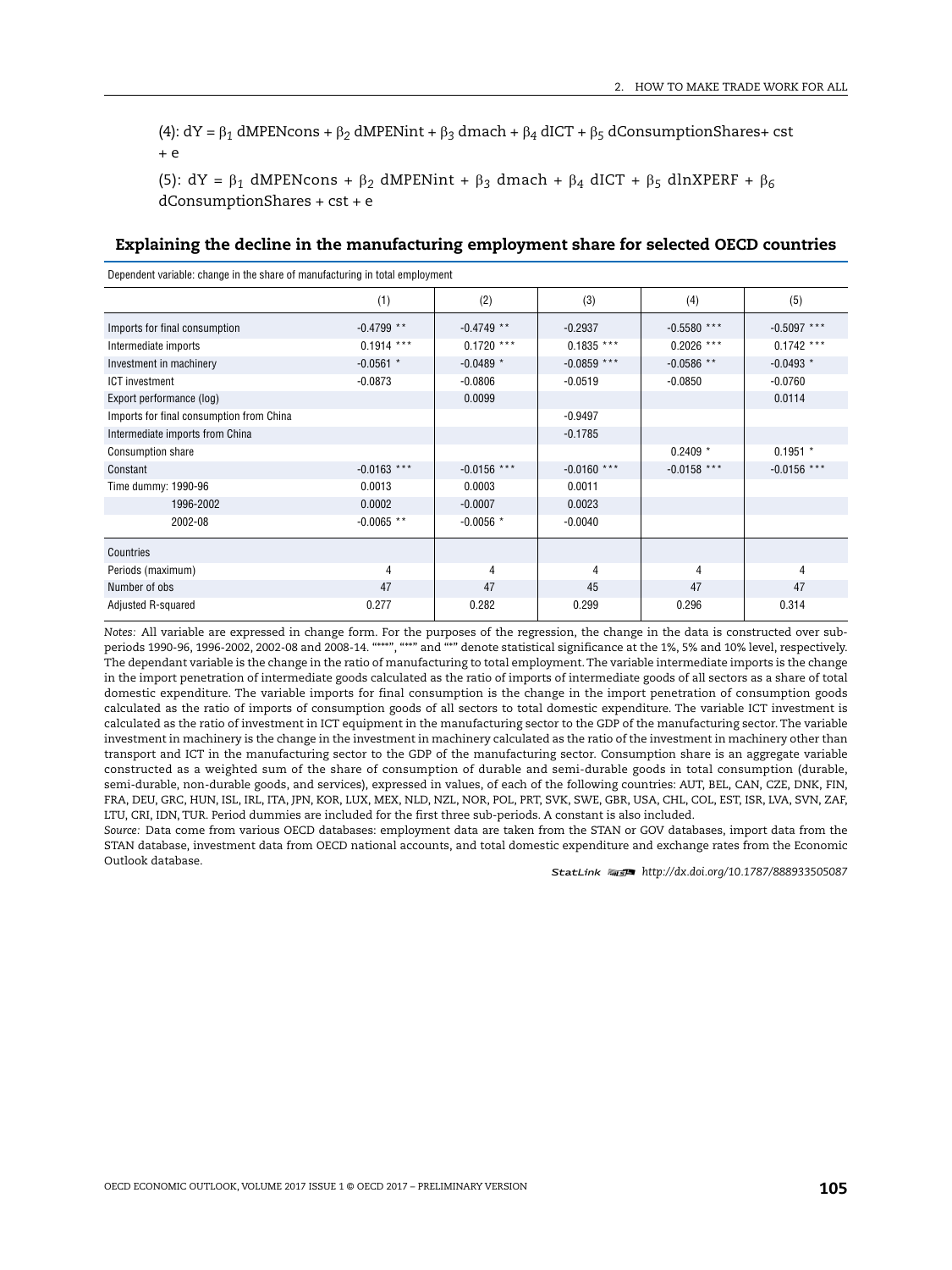(4): $dY = \beta_1$ dMPENcons + $\beta_2$ dMPENint + $\beta_3$ dmach + $\beta_4$ dICT + $\beta_5$ dConsumptionShares+ cst + e

(5): $dY = \beta_1$ dMPENcons + $\beta_2$ dMPENint + $\beta_3$ dmach + $\beta_4$ dICT + $\beta_5$ dlnXPERF + $\beta_6$ dConsumptionShares + cst + e

### Explaining the decline in the manufacturing employment share for selected OECD countries

Dependent variable: change in the share of manufacturing in total employment

| | (1) | (2) | (3) | (4) | (5) |
|---|---|---|---|---|---|
| Imports for final consumption | -0.4799 ** | -0.4749 ** | -0.2937 | -0.5580 *** | -0.5097 *** |
| Intermediate imports | 0.1914 *** | 0.1720 *** | 0.1835 *** | 0.2026 *** | 0.1742 *** |
| Investment in machinery | -0.0561 * | -0.0489 * | -0.0859 *** | -0.0586 ** | -0.0493 * |
| ICT investment | -0.0873 | -0.0806 | -0.0519 | -0.0850 | -0.0760 |
| Export performance (log) | | 0.0099 | | | 0.0114 |
| Imports for final consumption from China | | | -0.9497 | | |
| Intermediate imports from China | | | -0.1785 | | |
| Consumption share | | | | 0.2409 * | 0.1951 * |
| Constant | -0.0163 *** | -0.0156 *** | -0.0160 *** | -0.0158 *** | -0.0156 *** |
| Time dummy: 1990-96 | 0.0013 | 0.0003 | 0.0011 | | |
| 1996-2002 | 0.0002 | -0.0007 | 0.0023 | | |
| 2002-08 | -0.0065 ** | -0.0056 * | -0.0040 | | |
| Countries | | | | | |
| Periods (maximum) | 4 | 4 | 4 | 4 | 4 |
| Number of obs | 47 | 47 | 45 | 47 | 47 |
| Adjusted R-squared | 0.277 | 0.282 | 0.299 | 0.296 | 0.314 |

*Notes:* All variable are expressed in change form. For the purposes of the regression, the change in the data is constructed over sub-periods 1990-96, 1996-2002, 2002-08 and 2008-14. "***", "**" and "*" denote statistical significance at the 1%, 5% and 10% level, respectively. The dependant variable is the change in the ratio of manufacturing to total employment. The variable intermediate imports is the change in the import penetration of intermediate goods calculated as the ratio of imports of intermediate goods of all sectors as a share of total domestic expenditure. The variable imports for final consumption is the change in the import penetration of consumption goods calculated as the ratio of imports of consumption goods of all sectors to total domestic expenditure. The variable ICT investment is calculated as the ratio of investment in ICT equipment in the manufacturing sector to the GDP of the manufacturing sector. The variable investment in machinery is the change in the investment in machinery calculated as the ratio of the investment in machinery other than transport and ICT in the manufacturing sector to the GDP of the manufacturing sector. Consumption share is an aggregate variable constructed as a weighted sum of the share of consumption of durable and semi-durable goods in total consumption (durable, semi-durable, non-durable goods, and services), expressed in values, of each of the following countries: AUT, BEL, CAN, CZE, DNK, FIN, FRA, DEU, GRC, HUN, ISL, IRL, ITA, JPN, KOR, LUX, MEX, NLD, NZL, NOR, POL, PRT, SVK, SWE, GBR, USA, CHL, COL, EST, ISR, LVA, SVN, ZAF, LTU, CRI, IDN, TUR. Period dummies are included for the first three sub-periods. A constant is also included.

*Source:* Data come from various OECD databases: employment data are taken from the STAN or GOV databases, import data from the STAN database, investment data from OECD national accounts, and total domestic expenditure and exchange rates from the Economic Outlook database.

StatLink http://dx.doi.org/10.1787/888933505087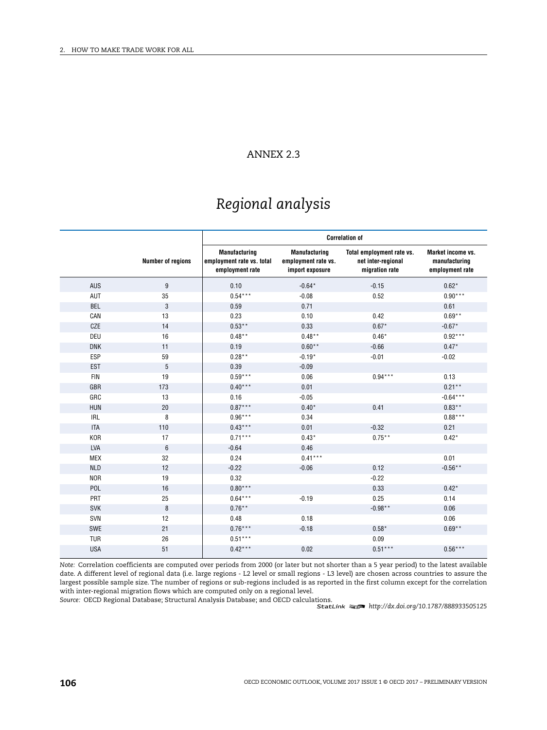# ANNEX 2.3

## *Regional analysis*

| | Number of regions | Correlation of | | | |
|---|---|---|---|---|---|
| | | Manufacturing employment rate vs. total employment rate | Manufacturing employment rate vs. import exposure | Total employment rate vs. net inter-regional migration rate | Market income vs. manufacturing employment rate |
| AUS | 9 | 0.10 | -0.64* | -0.15 | 0.62* |
| AUT | 35 | 0.54*** | -0.08 | 0.52 | 0.90*** |
| BEL | 3 | 0.59 | 0.71 | | 0.61 |
| CAN | 13 | 0.23 | 0.10 | 0.42 | 0.69** |
| CZE | 14 | 0.53** | 0.33 | 0.67* | -0.67* |
| DEU | 16 | 0.48** | 0.48** | 0.46* | 0.92*** |
| DNK | 11 | 0.19 | 0.60** | -0.66 | 0.47* |
| ESP | 59 | 0.28** | -0.19* | -0.01 | -0.02 |
| EST | 5 | 0.39 | -0.09 | | |
| FIN | 19 | 0.59*** | 0.06 | 0.94*** | 0.13 |
| GBR | 173 | 0.40*** | 0.01 | | 0.21** |
| GRC | 13 | 0.16 | -0.05 | | -0.64*** |
| HUN | 20 | 0.87*** | 0.40* | 0.41 | 0.83** |
| IRL | 8 | 0.96*** | 0.34 | | 0.88*** |
| ITA | 110 | 0.43*** | 0.01 | -0.32 | 0.21 |
| KOR | 17 | 0.71*** | 0.43* | 0.75** | 0.42* |
| LVA | 6 | -0.64 | 0.46 | | |
| MEX | 32 | 0.24 | 0.41*** | | 0.01 |
| NLD | 12 | -0.22 | -0.06 | 0.12 | -0.56** |
| NOR | 19 | 0.32 | | -0.22 | |
| POL | 16 | 0.80*** | | 0.33 | 0.42* |
| PRT | 25 | 0.64*** | -0.19 | 0.25 | 0.14 |
| SVK | 8 | 0.76** | | -0.98** | 0.06 |
| SVN | 12 | 0.48 | 0.18 | | 0.06 |
| SWE | 21 | 0.76*** | -0.18 | 0.58* | 0.69** |
| TUR | 26 | 0.51*** | | 0.09 | |
| USA | 51 | 0.42*** | 0.02 | 0.51*** | 0.56*** |

*Note:* Correlation coefficients are computed over periods from 2000 (or later but not shorter than a 5 year period) to the latest available date. A different level of regional data (i.e. large regions - L2 level or small regions - L3 level) are chosen across countries to assure the largest possible sample size. The number of regions or sub-regions included is as reported in the first column except for the correlation with inter-regional migration flows which are computed only on a regional level.

*Source:* OECD Regional Database; Structural Analysis Database; and OECD calculations.

StatLink http://dx.doi.org/10.1787/888933505125